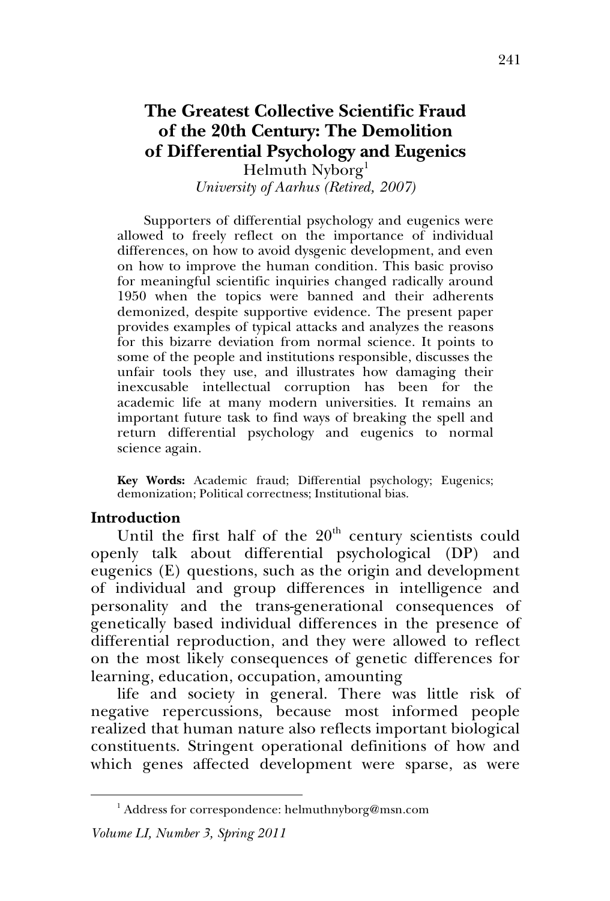# The Greatest Collective Scientific Fraud of the 20th Century: The Demolition of Differential Psychology and Eugenics

Helmuth Nyborg[1]

*University of Aarhus (Retired, 2007)*

Supporters of differential psychology and eugenics were allowed to freely reflect on the importance of individual differences, on how to avoid dysgenic development, and even on how to improve the human condition. This basic proviso for meaningful scientific inquiries changed radically around 1950 when the topics were banned and their adherents demonized, despite supportive evidence. The present paper provides examples of typical attacks and analyzes the reasons for this bizarre deviation from normal science. It points to some of the people and institutions responsible, discusses the unfair tools they use, and illustrates how damaging their inexcusable intellectual corruption has been for the academic life at many modern universities. It remains an important future task to find ways of breaking the spell and return differential psychology and eugenics to normal science again.

**Key Words:** Academic fraud; Differential psychology; Eugenics; demonization; Political correctness; Institutional bias.

## Introduction

Until the first half of the 20[th] century scientists could openly talk about differential psychological (DP) and eugenics (E) questions, such as the origin and development of individual and group differences in intelligence and personality and the trans-generational consequences of genetically based individual differences in the presence of differential reproduction, and they were allowed to reflect on the most likely consequences of genetic differences for learning, education, occupation, amounting

life and society in general. There was little risk of negative repercussions, because most informed people realized that human nature also reflects important biological constituents. Stringent operational definitions of how and which genes affected development were sparse, as were

[1] Address for correspondence: helmuthnyborg@msn.com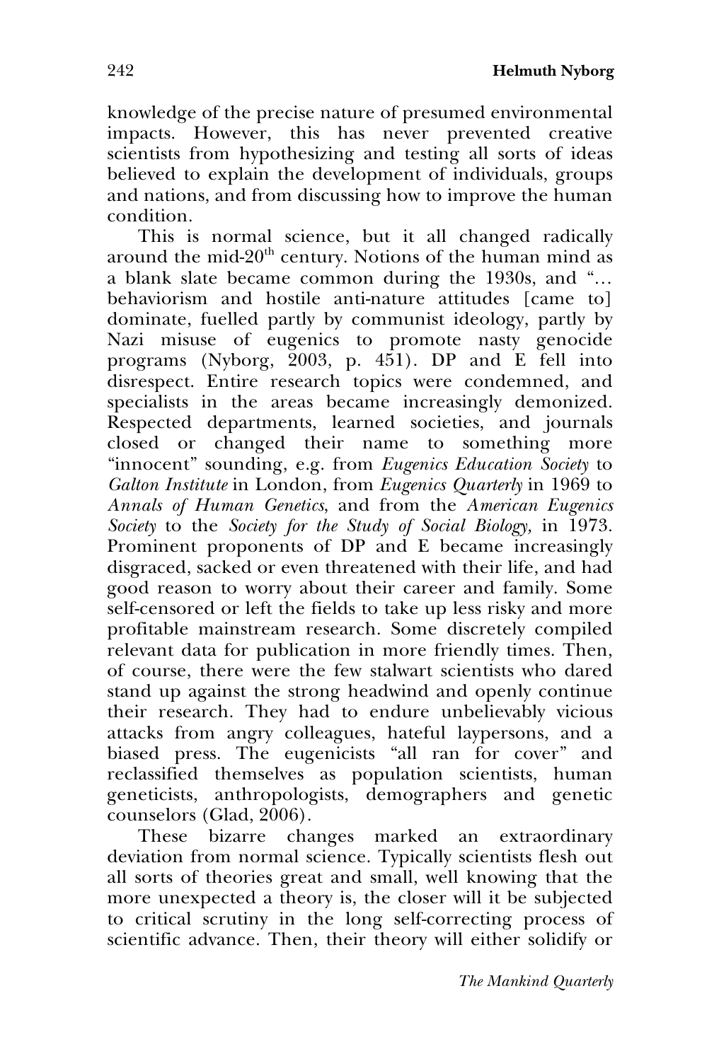knowledge of the precise nature of presumed environmental impacts. However, this has never prevented creative scientists from hypothesizing and testing all sorts of ideas believed to explain the development of individuals, groups and nations, and from discussing how to improve the human condition.

This is normal science, but it all changed radically around the mid-20th century. Notions of the human mind as a blank slate became common during the 1930s, and "… behaviorism and hostile anti-nature attitudes [came to] dominate, fuelled partly by communist ideology, partly by Nazi misuse of eugenics to promote nasty genocide programs (Nyborg, 2003, p. 451). DP and E fell into disrespect. Entire research topics were condemned, and specialists in the areas became increasingly demonized. Respected departments, learned societies, and journals closed or changed their name to something more "innocent" sounding, e.g. from *Eugenics Education Society* to *Galton Institute* in London, from *Eugenics Quarterly* in 1969 to *Annals of Human Genetics*, and from the *American Eugenics Society* to the *Society for the Study of Social Biology,* in 1973. Prominent proponents of DP and E became increasingly disgraced, sacked or even threatened with their life, and had good reason to worry about their career and family. Some self-censored or left the fields to take up less risky and more profitable mainstream research. Some discretely compiled relevant data for publication in more friendly times. Then, of course, there were the few stalwart scientists who dared stand up against the strong headwind and openly continue their research. They had to endure unbelievably vicious attacks from angry colleagues, hateful laypersons, and a biased press. The eugenicists "all ran for cover" and reclassified themselves as population scientists, human geneticists, anthropologists, demographers and genetic counselors (Glad, 2006).

These bizarre changes marked an extraordinary deviation from normal science. Typically scientists flesh out all sorts of theories great and small, well knowing that the more unexpected a theory is, the closer will it be subjected to critical scrutiny in the long self-correcting process of scientific advance. Then, their theory will either solidify or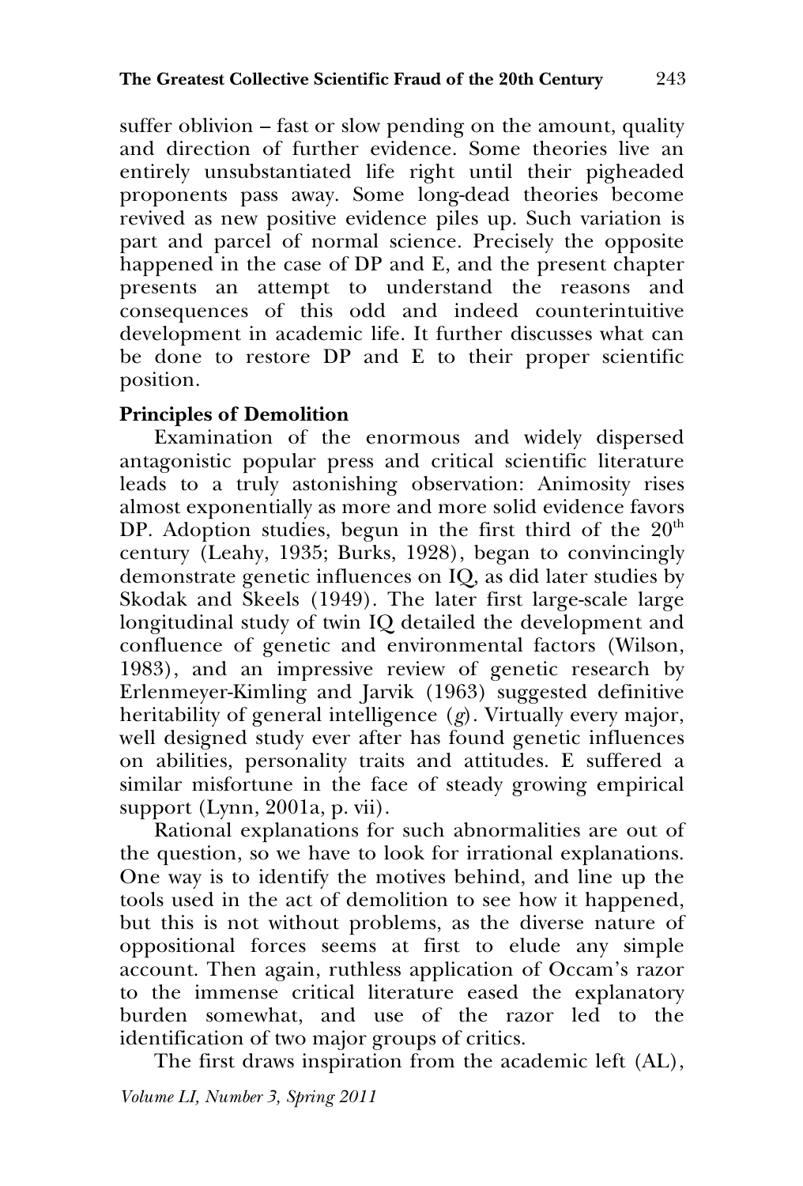suffer oblivion – fast or slow pending on the amount, quality and direction of further evidence. Some theories live an entirely unsubstantiated life right until their pigheaded proponents pass away. Some long-dead theories become revived as new positive evidence piles up. Such variation is part and parcel of normal science. Precisely the opposite happened in the case of DP and E, and the present chapter presents an attempt to understand the reasons and consequences of this odd and indeed counterintuitive development in academic life. It further discusses what can be done to restore DP and E to their proper scientific position.

**Principles of Demolition**

Examination of the enormous and widely dispersed antagonistic popular press and critical scientific literature leads to a truly astonishing observation: Animosity rises almost exponentially as more and more solid evidence favors DP. Adoption studies, begun in the first third of the 20th century (Leahy, 1935; Burks, 1928), began to convincingly demonstrate genetic influences on IQ, as did later studies by Skodak and Skeels (1949). The later first large-scale large longitudinal study of twin IQ detailed the development and confluence of genetic and environmental factors (Wilson, 1983), and an impressive review of genetic research by Erlenmeyer-Kimling and Jarvik (1963) suggested definitive heritability of general intelligence (*g*). Virtually every major, well designed study ever after has found genetic influences on abilities, personality traits and attitudes. E suffered a similar misfortune in the face of steady growing empirical support (Lynn, 2001a, p. vii).

Rational explanations for such abnormalities are out of the question, so we have to look for irrational explanations. One way is to identify the motives behind, and line up the tools used in the act of demolition to see how it happened, but this is not without problems, as the diverse nature of oppositional forces seems at first to elude any simple account. Then again, ruthless application of Occam's razor to the immense critical literature eased the explanatory burden somewhat, and use of the razor led to the identification of two major groups of critics.

The first draws inspiration from the academic left (AL),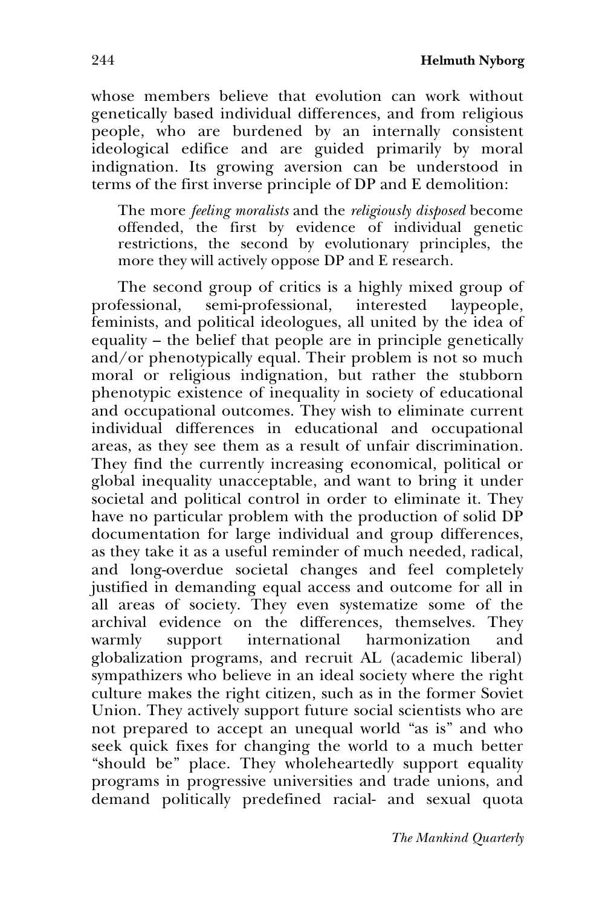whose members believe that evolution can work without genetically based individual differences, and from religious people, who are burdened by an internally consistent ideological edifice and are guided primarily by moral indignation. Its growing aversion can be understood in terms of the first inverse principle of DP and E demolition:

> The more *feeling moralists* and the *religiously disposed* become offended, the first by evidence of individual genetic restrictions, the second by evolutionary principles, the more they will actively oppose DP and E research.

The second group of critics is a highly mixed group of professional, semi-professional, interested laypeople, feminists, and political ideologues, all united by the idea of equality – the belief that people are in principle genetically and/or phenotypically equal. Their problem is not so much moral or religious indignation, but rather the stubborn phenotypic existence of inequality in society of educational and occupational outcomes. They wish to eliminate current individual differences in educational and occupational areas, as they see them as a result of unfair discrimination. They find the currently increasing economical, political or global inequality unacceptable, and want to bring it under societal and political control in order to eliminate it. They have no particular problem with the production of solid DP documentation for large individual and group differences, as they take it as a useful reminder of much needed, radical, and long-overdue societal changes and feel completely justified in demanding equal access and outcome for all in all areas of society. They even systematize some of the archival evidence on the differences, themselves. They warmly support international harmonization and globalization programs, and recruit AL (academic liberal) sympathizers who believe in an ideal society where the right culture makes the right citizen, such as in the former Soviet Union. They actively support future social scientists who are not prepared to accept an unequal world "as is" and who seek quick fixes for changing the world to a much better "should be" place. They wholeheartedly support equality programs in progressive universities and trade unions, and demand politically predefined racial- and sexual quota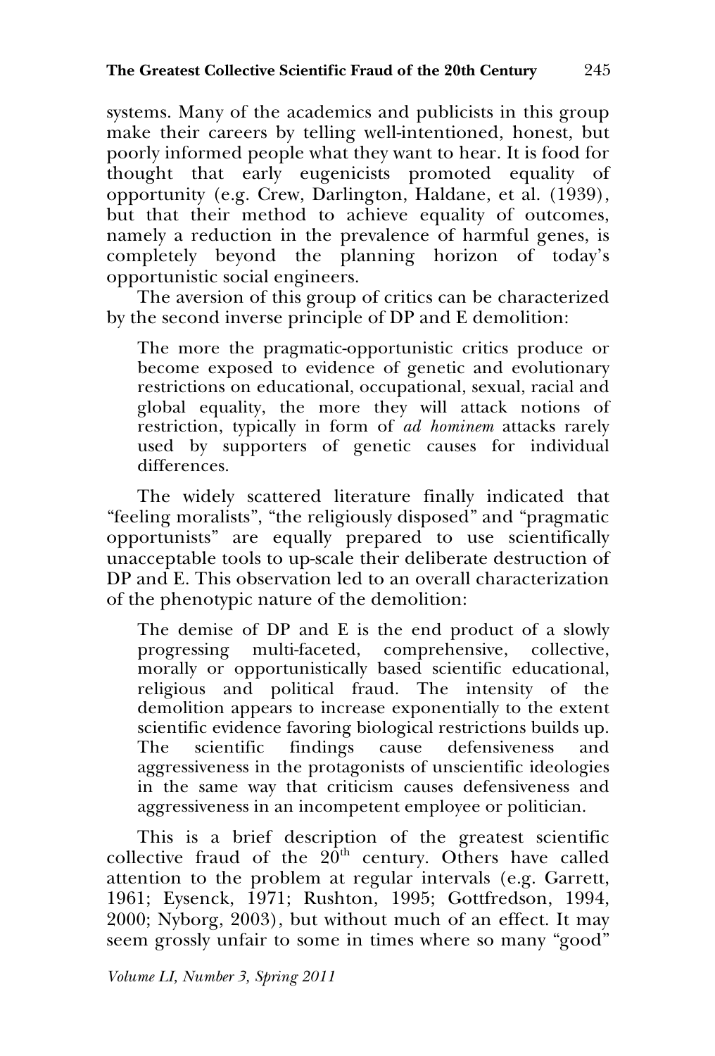systems. Many of the academics and publicists in this group make their careers by telling well-intentioned, honest, but poorly informed people what they want to hear. It is food for thought that early eugenicists promoted equality of opportunity (e.g. Crew, Darlington, Haldane, et al. (1939), but that their method to achieve equality of outcomes, namely a reduction in the prevalence of harmful genes, is completely beyond the planning horizon of today's opportunistic social engineers.

The aversion of this group of critics can be characterized by the second inverse principle of DP and E demolition:

> The more the pragmatic-opportunistic critics produce or become exposed to evidence of genetic and evolutionary restrictions on educational, occupational, sexual, racial and global equality, the more they will attack notions of restriction, typically in form of *ad hominem* attacks rarely used by supporters of genetic causes for individual differences.

The widely scattered literature finally indicated that "feeling moralists", "the religiously disposed" and "pragmatic opportunists" are equally prepared to use scientifically unacceptable tools to up-scale their deliberate destruction of DP and E. This observation led to an overall characterization of the phenotypic nature of the demolition:

> The demise of DP and E is the end product of a slowly progressing multi-faceted, comprehensive, collective, morally or opportunistically based scientific educational, religious and political fraud. The intensity of the demolition appears to increase exponentially to the extent scientific evidence favoring biological restrictions builds up. The scientific findings cause defensiveness and aggressiveness in the protagonists of unscientific ideologies in the same way that criticism causes defensiveness and aggressiveness in an incompetent employee or politician.

This is a brief description of the greatest scientific collective fraud of the 20th century. Others have called attention to the problem at regular intervals (e.g. Garrett, 1961; Eysenck, 1971; Rushton, 1995; Gottfredson, 1994, 2000; Nyborg, 2003), but without much of an effect. It may seem grossly unfair to some in times where so many "good"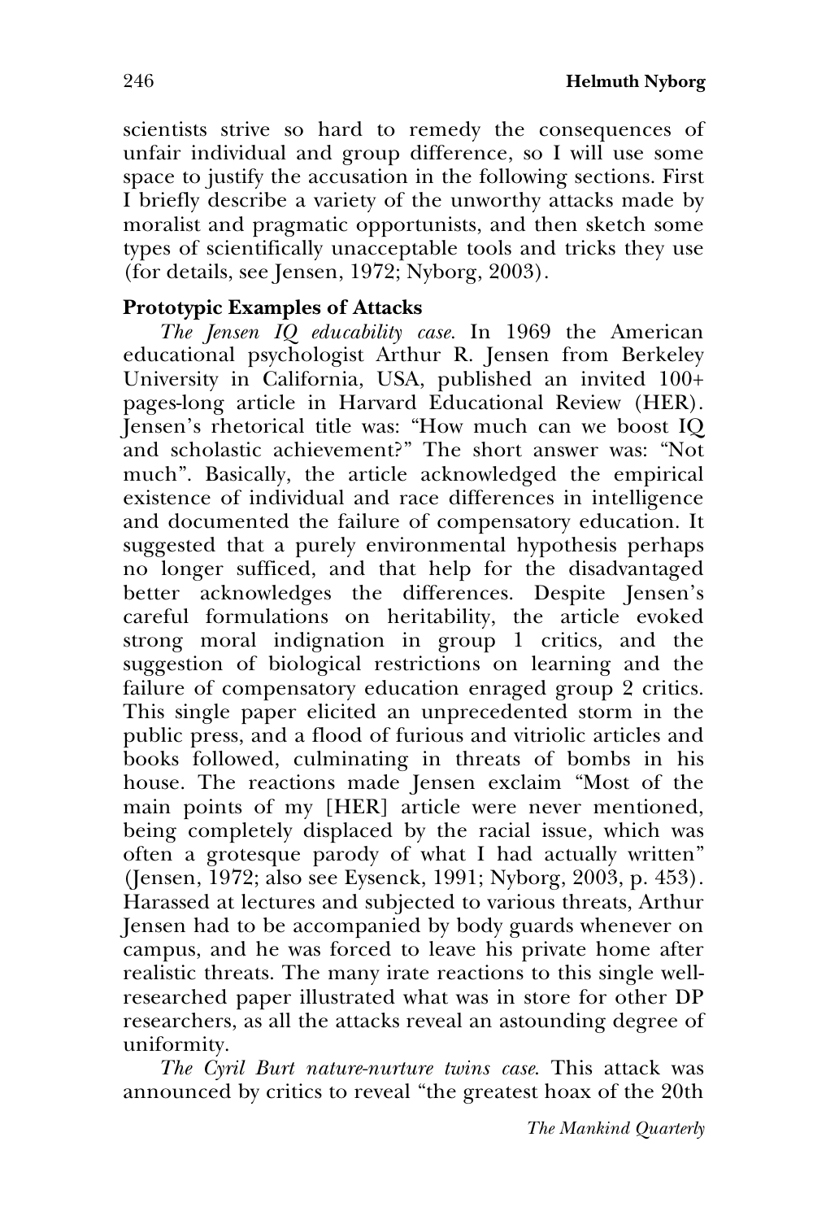scientists strive so hard to remedy the consequences of unfair individual and group difference, so I will use some space to justify the accusation in the following sections. First I briefly describe a variety of the unworthy attacks made by moralist and pragmatic opportunists, and then sketch some types of scientifically unacceptable tools and tricks they use (for details, see Jensen, 1972; Nyborg, 2003).

**Prototypic Examples of Attacks**

*The Jensen IQ educability case.* In 1969 the American educational psychologist Arthur R. Jensen from Berkeley University in California, USA, published an invited 100+ pages-long article in Harvard Educational Review (HER). Jensen's rhetorical title was: "How much can we boost IQ and scholastic achievement?" The short answer was: "Not much". Basically, the article acknowledged the empirical existence of individual and race differences in intelligence and documented the failure of compensatory education. It suggested that a purely environmental hypothesis perhaps no longer sufficed, and that help for the disadvantaged better acknowledges the differences. Despite Jensen's careful formulations on heritability, the article evoked strong moral indignation in group 1 critics, and the suggestion of biological restrictions on learning and the failure of compensatory education enraged group 2 critics. This single paper elicited an unprecedented storm in the public press, and a flood of furious and vitriolic articles and books followed, culminating in threats of bombs in his house. The reactions made Jensen exclaim "Most of the main points of my [HER] article were never mentioned, being completely displaced by the racial issue, which was often a grotesque parody of what I had actually written" (Jensen, 1972; also see Eysenck, 1991; Nyborg, 2003, p. 453). Harassed at lectures and subjected to various threats, Arthur Jensen had to be accompanied by body guards whenever on campus, and he was forced to leave his private home after realistic threats. The many irate reactions to this single well-researched paper illustrated what was in store for other DP researchers, as all the attacks reveal an astounding degree of uniformity.

*The Cyril Burt nature-nurture twins case.* This attack was announced by critics to reveal "the greatest hoax of the 20th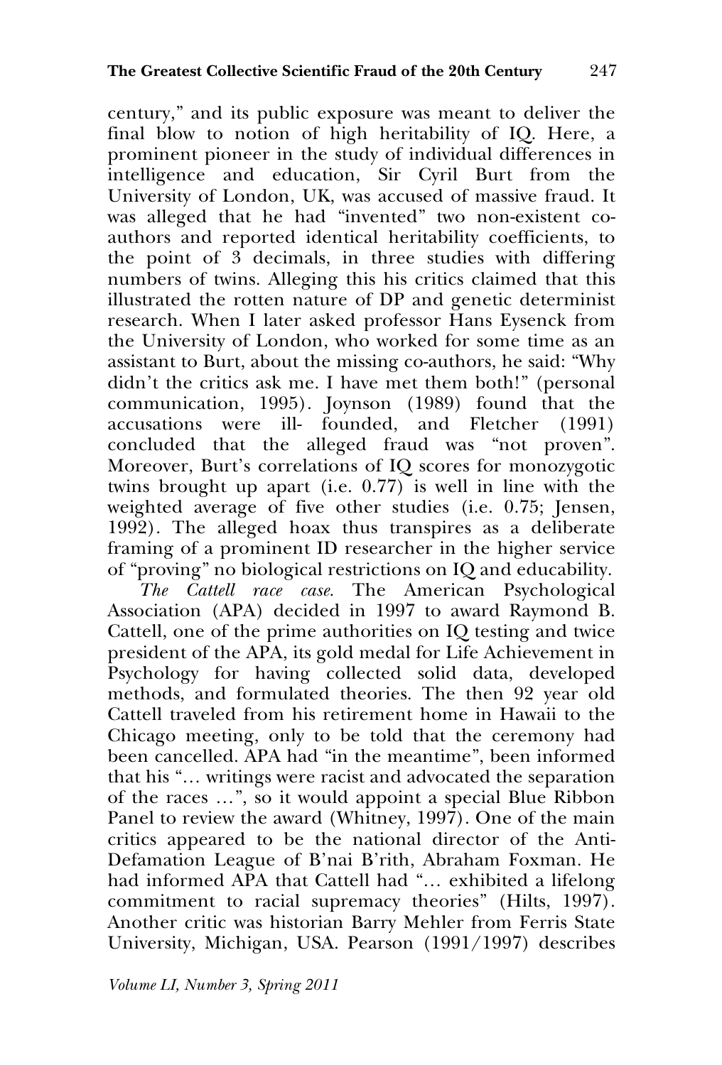century," and its public exposure was meant to deliver the final blow to notion of high heritability of IQ. Here, a prominent pioneer in the study of individual differences in intelligence and education, Sir Cyril Burt from the University of London, UK, was accused of massive fraud. It was alleged that he had "invented" two non-existent co-authors and reported identical heritability coefficients, to the point of 3 decimals, in three studies with differing numbers of twins. Alleging this his critics claimed that this illustrated the rotten nature of DP and genetic determinist research. When I later asked professor Hans Eysenck from the University of London, who worked for some time as an assistant to Burt, about the missing co-authors, he said: "Why didn't the critics ask me. I have met them both!" (personal communication, 1995). Joynson (1989) found that the accusations were ill- founded, and Fletcher (1991) concluded that the alleged fraud was "not proven". Moreover, Burt's correlations of IQ scores for monozygotic twins brought up apart (i.e. 0.77) is well in line with the weighted average of five other studies (i.e. 0.75; Jensen, 1992). The alleged hoax thus transpires as a deliberate framing of a prominent ID researcher in the higher service of "proving" no biological restrictions on IQ and educability.

*The Cattell race case.* The American Psychological Association (APA) decided in 1997 to award Raymond B. Cattell, one of the prime authorities on IQ testing and twice president of the APA, its gold medal for Life Achievement in Psychology for having collected solid data, developed methods, and formulated theories. The then 92 year old Cattell traveled from his retirement home in Hawaii to the Chicago meeting, only to be told that the ceremony had been cancelled. APA had "in the meantime", been informed that his "… writings were racist and advocated the separation of the races …", so it would appoint a special Blue Ribbon Panel to review the award (Whitney, 1997). One of the main critics appeared to be the national director of the Anti-Defamation League of B'nai B'rith, Abraham Foxman. He had informed APA that Cattell had "… exhibited a lifelong commitment to racial supremacy theories" (Hilts, 1997). Another critic was historian Barry Mehler from Ferris State University, Michigan, USA. Pearson (1991/1997) describes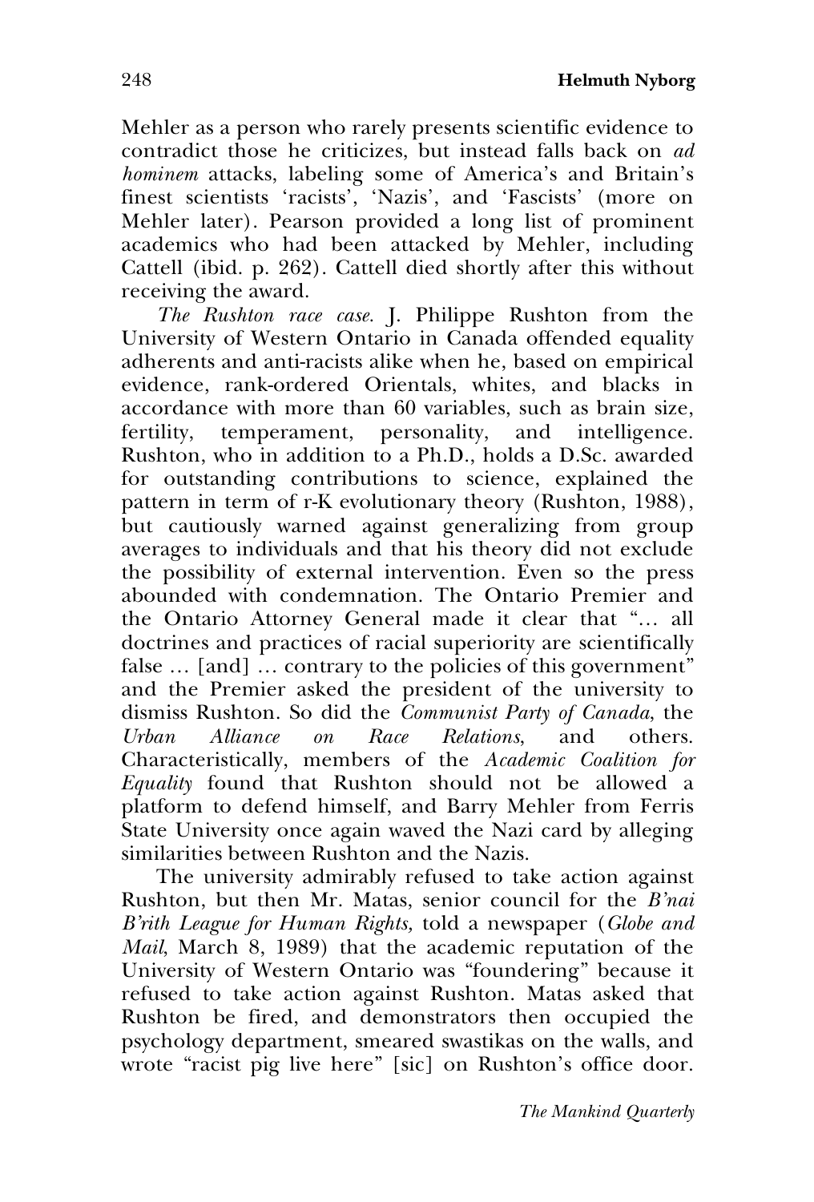Mehler as a person who rarely presents scientific evidence to contradict those he criticizes, but instead falls back on *ad hominem* attacks, labeling some of America's and Britain's finest scientists 'racists', 'Nazis', and 'Fascists' (more on Mehler later). Pearson provided a long list of prominent academics who had been attacked by Mehler, including Cattell (ibid. p. 262). Cattell died shortly after this without receiving the award.

*The Rushton race case*. J. Philippe Rushton from the University of Western Ontario in Canada offended equality adherents and anti-racists alike when he, based on empirical evidence, rank-ordered Orientals, whites, and blacks in accordance with more than 60 variables, such as brain size, fertility, temperament, personality, and intelligence. Rushton, who in addition to a Ph.D., holds a D.Sc. awarded for outstanding contributions to science, explained the pattern in term of r-K evolutionary theory (Rushton, 1988), but cautiously warned against generalizing from group averages to individuals and that his theory did not exclude the possibility of external intervention. Even so the press abounded with condemnation. The Ontario Premier and the Ontario Attorney General made it clear that "… all doctrines and practices of racial superiority are scientifically false … [and] … contrary to the policies of this government" and the Premier asked the president of the university to dismiss Rushton. So did the *Communist Party of Canada*, the *Urban Alliance on Race Relations*, and others. Characteristically, members of the *Academic Coalition for Equality* found that Rushton should not be allowed a platform to defend himself, and Barry Mehler from Ferris State University once again waved the Nazi card by alleging similarities between Rushton and the Nazis.

The university admirably refused to take action against Rushton, but then Mr. Matas, senior council for the *B'nai B'rith League for Human Rights,* told a newspaper (*Globe and Mail*, March 8, 1989) that the academic reputation of the University of Western Ontario was "foundering" because it refused to take action against Rushton. Matas asked that Rushton be fired, and demonstrators then occupied the psychology department, smeared swastikas on the walls, and wrote "racist pig live here" [sic] on Rushton's office door.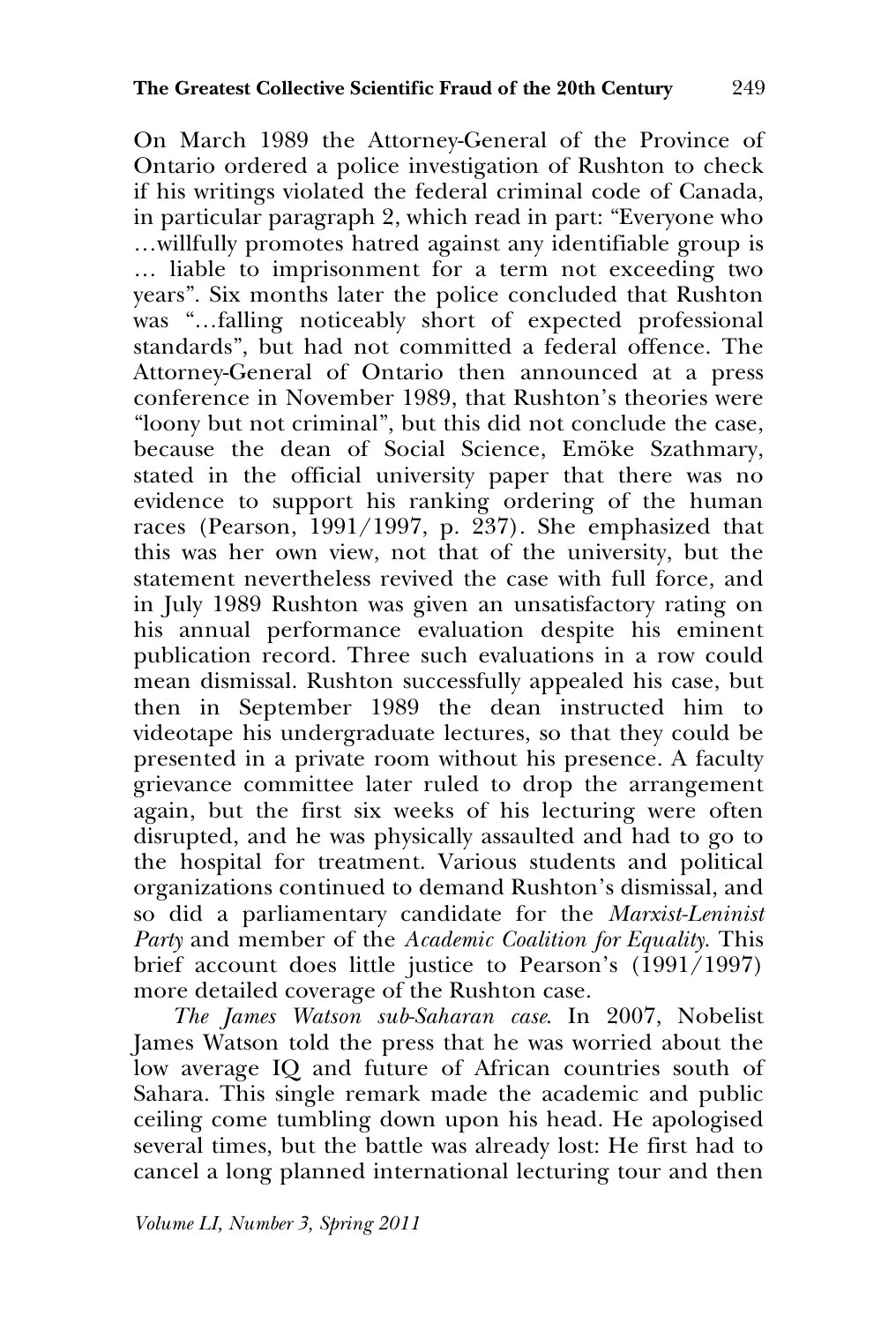On March 1989 the Attorney-General of the Province of Ontario ordered a police investigation of Rushton to check if his writings violated the federal criminal code of Canada, in particular paragraph 2, which read in part: "Everyone who …willfully promotes hatred against any identifiable group is … liable to imprisonment for a term not exceeding two years". Six months later the police concluded that Rushton was "…falling noticeably short of expected professional standards", but had not committed a federal offence. The Attorney-General of Ontario then announced at a press conference in November 1989, that Rushton's theories were "loony but not criminal", but this did not conclude the case, because the dean of Social Science, Emöke Szathmary, stated in the official university paper that there was no evidence to support his ranking ordering of the human races (Pearson, 1991/1997, p. 237). She emphasized that this was her own view, not that of the university, but the statement nevertheless revived the case with full force, and in July 1989 Rushton was given an unsatisfactory rating on his annual performance evaluation despite his eminent publication record. Three such evaluations in a row could mean dismissal. Rushton successfully appealed his case, but then in September 1989 the dean instructed him to videotape his undergraduate lectures, so that they could be presented in a private room without his presence. A faculty grievance committee later ruled to drop the arrangement again, but the first six weeks of his lecturing were often disrupted, and he was physically assaulted and had to go to the hospital for treatment. Various students and political organizations continued to demand Rushton's dismissal, and so did a parliamentary candidate for the *Marxist-Leninist Party* and member of the *Academic Coalition for Equality*. This brief account does little justice to Pearson's (1991/1997) more detailed coverage of the Rushton case.

*The James Watson sub-Saharan case.* In 2007, Nobelist James Watson told the press that he was worried about the low average IQ and future of African countries south of Sahara. This single remark made the academic and public ceiling come tumbling down upon his head. He apologised several times, but the battle was already lost: He first had to cancel a long planned international lecturing tour and then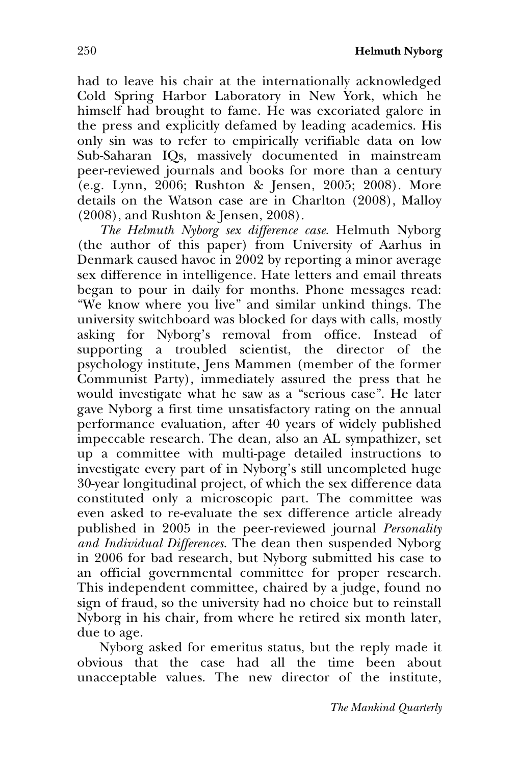had to leave his chair at the internationally acknowledged Cold Spring Harbor Laboratory in New York, which he himself had brought to fame. He was excoriated galore in the press and explicitly defamed by leading academics. His only sin was to refer to empirically verifiable data on low Sub-Saharan IQs, massively documented in mainstream peer-reviewed journals and books for more than a century (e.g. Lynn, 2006; Rushton & Jensen, 2005; 2008). More details on the Watson case are in Charlton (2008), Malloy (2008), and Rushton & Jensen, 2008).

*The Helmuth Nyborg sex difference case.* Helmuth Nyborg (the author of this paper) from University of Aarhus in Denmark caused havoc in 2002 by reporting a minor average sex difference in intelligence. Hate letters and email threats began to pour in daily for months. Phone messages read: "We know where you live" and similar unkind things. The university switchboard was blocked for days with calls, mostly asking for Nyborg's removal from office. Instead of supporting a troubled scientist, the director of the psychology institute, Jens Mammen (member of the former Communist Party), immediately assured the press that he would investigate what he saw as a "serious case". He later gave Nyborg a first time unsatisfactory rating on the annual performance evaluation, after 40 years of widely published impeccable research. The dean, also an AL sympathizer, set up a committee with multi-page detailed instructions to investigate every part of in Nyborg's still uncompleted huge 30-year longitudinal project, of which the sex difference data constituted only a microscopic part. The committee was even asked to re-evaluate the sex difference article already published in 2005 in the peer-reviewed journal *Personality and Individual Differences*. The dean then suspended Nyborg in 2006 for bad research, but Nyborg submitted his case to an official governmental committee for proper research. This independent committee, chaired by a judge, found no sign of fraud, so the university had no choice but to reinstall Nyborg in his chair, from where he retired six month later, due to age.

Nyborg asked for emeritus status, but the reply made it obvious that the case had all the time been about unacceptable values. The new director of the institute,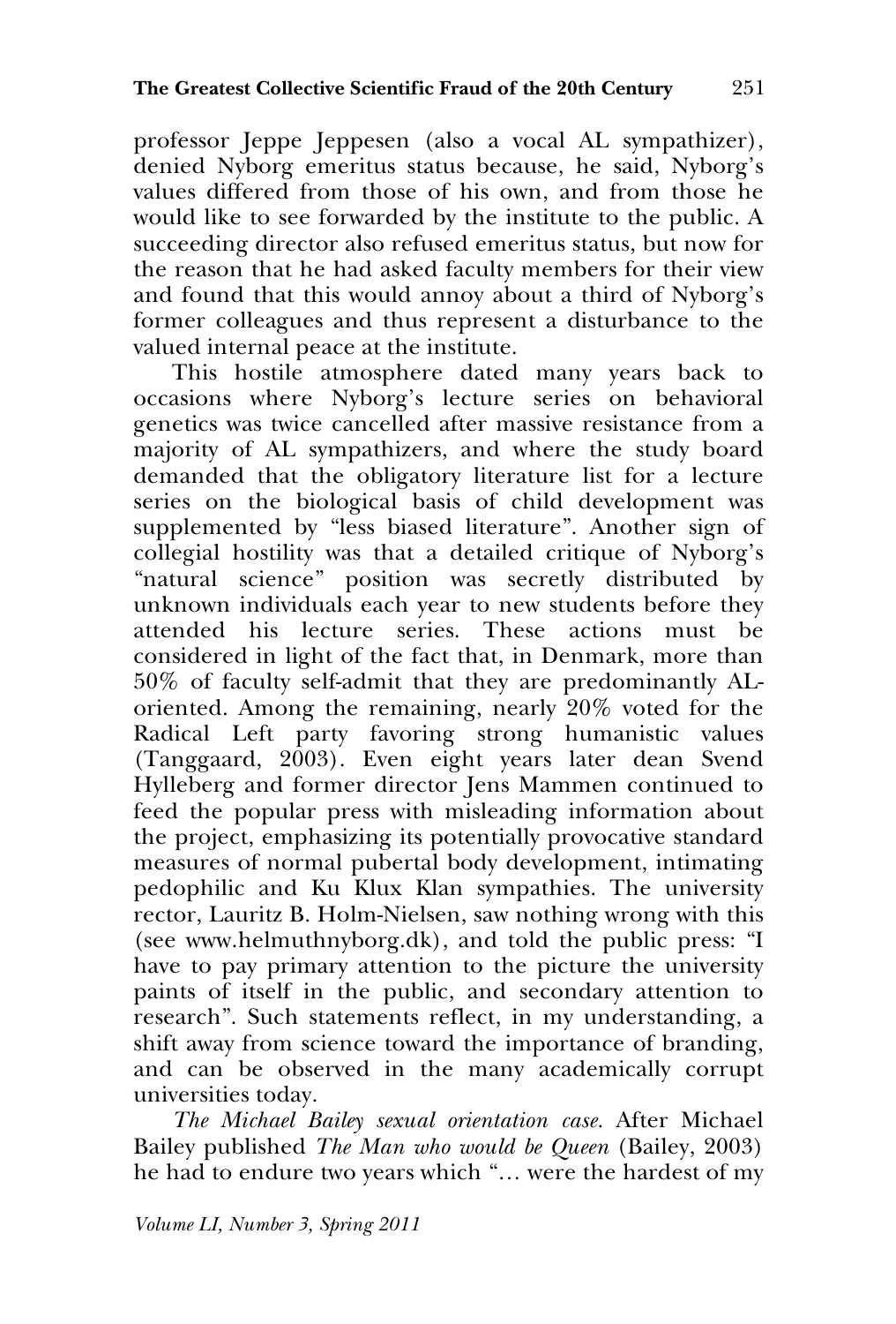professor Jeppe Jeppesen (also a vocal AL sympathizer), denied Nyborg emeritus status because, he said, Nyborg's values differed from those of his own, and from those he would like to see forwarded by the institute to the public. A succeeding director also refused emeritus status, but now for the reason that he had asked faculty members for their view and found that this would annoy about a third of Nyborg's former colleagues and thus represent a disturbance to the valued internal peace at the institute.

This hostile atmosphere dated many years back to occasions where Nyborg's lecture series on behavioral genetics was twice cancelled after massive resistance from a majority of AL sympathizers, and where the study board demanded that the obligatory literature list for a lecture series on the biological basis of child development was supplemented by "less biased literature". Another sign of collegial hostility was that a detailed critique of Nyborg's "natural science" position was secretly distributed by unknown individuals each year to new students before they attended his lecture series. These actions must be considered in light of the fact that, in Denmark, more than 50% of faculty self-admit that they are predominantly AL-oriented. Among the remaining, nearly 20% voted for the Radical Left party favoring strong humanistic values (Tanggaard, 2003). Even eight years later dean Svend Hylleberg and former director Jens Mammen continued to feed the popular press with misleading information about the project, emphasizing its potentially provocative standard measures of normal pubertal body development, intimating pedophilic and Ku Klux Klan sympathies. The university rector, Lauritz B. Holm-Nielsen, saw nothing wrong with this (see www.helmuthnyborg.dk), and told the public press: "I have to pay primary attention to the picture the university paints of itself in the public, and secondary attention to research". Such statements reflect, in my understanding, a shift away from science toward the importance of branding, and can be observed in the many academically corrupt universities today.

*The Michael Bailey sexual orientation case.* After Michael Bailey published *The Man who would be Queen* (Bailey, 2003) he had to endure two years which "… were the hardest of my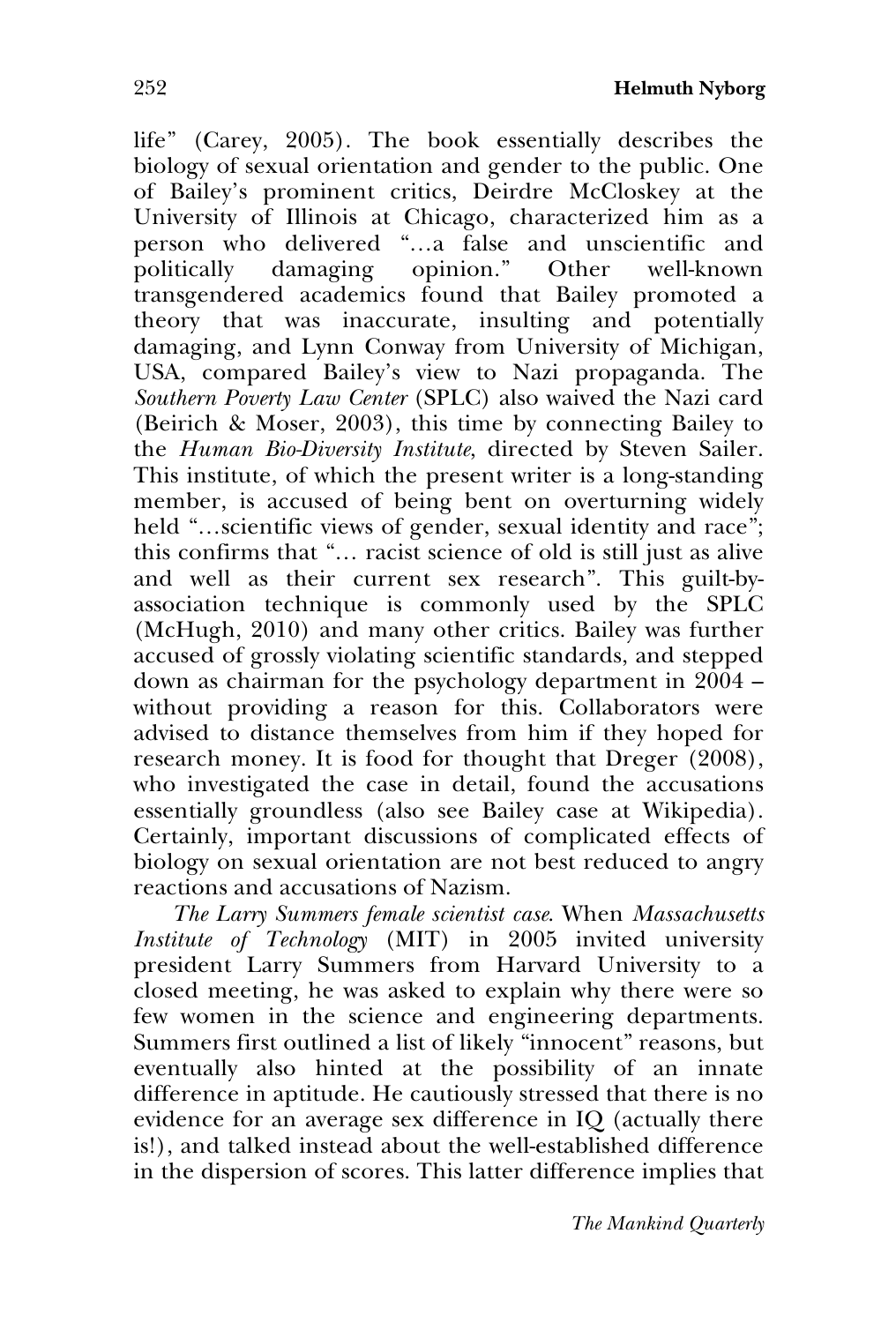life" (Carey, 2005). The book essentially describes the biology of sexual orientation and gender to the public. One of Bailey's prominent critics, Deirdre McCloskey at the University of Illinois at Chicago, characterized him as a person who delivered "…a false and unscientific and politically damaging opinion." Other well-known transgendered academics found that Bailey promoted a theory that was inaccurate, insulting and potentially damaging, and Lynn Conway from University of Michigan, USA, compared Bailey's view to Nazi propaganda. The *Southern Poverty Law Center* (SPLC) also waived the Nazi card (Beirich & Moser, 2003), this time by connecting Bailey to the *Human Bio-Diversity Institute*, directed by Steven Sailer. This institute, of which the present writer is a long-standing member, is accused of being bent on overturning widely held "…scientific views of gender, sexual identity and race"; this confirms that "… racist science of old is still just as alive and well as their current sex research". This guilt-by-association technique is commonly used by the SPLC (McHugh, 2010) and many other critics. Bailey was further accused of grossly violating scientific standards, and stepped down as chairman for the psychology department in 2004 – without providing a reason for this. Collaborators were advised to distance themselves from him if they hoped for research money. It is food for thought that Dreger (2008), who investigated the case in detail, found the accusations essentially groundless (also see Bailey case at Wikipedia). Certainly, important discussions of complicated effects of biology on sexual orientation are not best reduced to angry reactions and accusations of Nazism.

*The Larry Summers female scientist case*. When *Massachusetts Institute of Technology* (MIT) in 2005 invited university president Larry Summers from Harvard University to a closed meeting, he was asked to explain why there were so few women in the science and engineering departments. Summers first outlined a list of likely "innocent" reasons, but eventually also hinted at the possibility of an innate difference in aptitude. He cautiously stressed that there is no evidence for an average sex difference in IQ (actually there is!), and talked instead about the well-established difference in the dispersion of scores. This latter difference implies that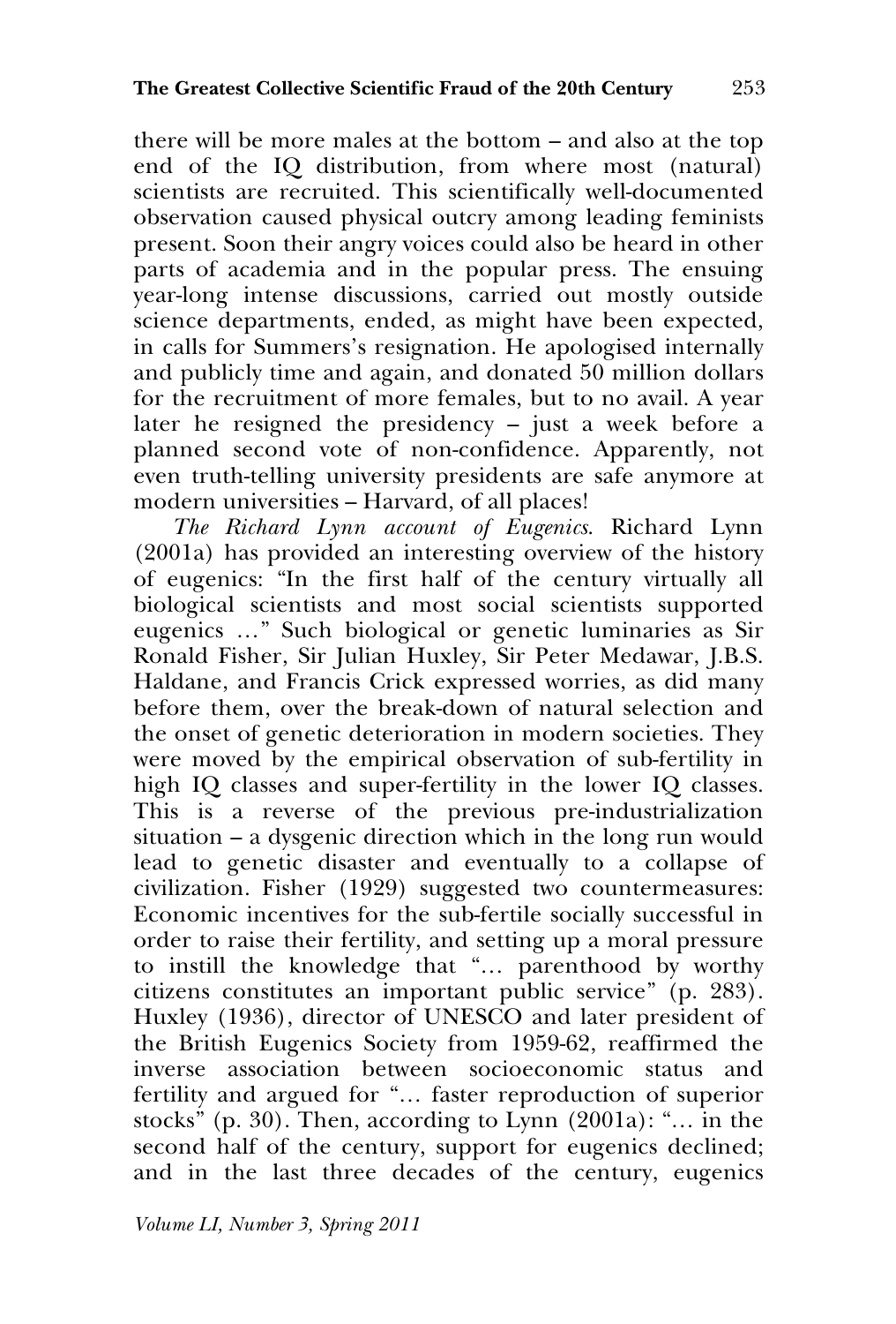there will be more males at the bottom – and also at the top end of the IQ distribution, from where most (natural) scientists are recruited. This scientifically well-documented observation caused physical outcry among leading feminists present. Soon their angry voices could also be heard in other parts of academia and in the popular press. The ensuing year-long intense discussions, carried out mostly outside science departments, ended, as might have been expected, in calls for Summers's resignation. He apologised internally and publicly time and again, and donated 50 million dollars for the recruitment of more females, but to no avail. A year later he resigned the presidency – just a week before a planned second vote of non-confidence. Apparently, not even truth-telling university presidents are safe anymore at modern universities – Harvard, of all places!

*The Richard Lynn account of Eugenics.* Richard Lynn (2001a) has provided an interesting overview of the history of eugenics: "In the first half of the century virtually all biological scientists and most social scientists supported eugenics …" Such biological or genetic luminaries as Sir Ronald Fisher, Sir Julian Huxley, Sir Peter Medawar, J.B.S. Haldane, and Francis Crick expressed worries, as did many before them, over the break-down of natural selection and the onset of genetic deterioration in modern societies. They were moved by the empirical observation of sub-fertility in high IQ classes and super-fertility in the lower IQ classes. This is a reverse of the previous pre-industrialization situation – a dysgenic direction which in the long run would lead to genetic disaster and eventually to a collapse of civilization. Fisher (1929) suggested two countermeasures: Economic incentives for the sub-fertile socially successful in order to raise their fertility, and setting up a moral pressure to instill the knowledge that "… parenthood by worthy citizens constitutes an important public service" (p. 283). Huxley (1936), director of UNESCO and later president of the British Eugenics Society from 1959-62, reaffirmed the inverse association between socioeconomic status and fertility and argued for "… faster reproduction of superior stocks" (p. 30). Then, according to Lynn (2001a): "… in the second half of the century, support for eugenics declined; and in the last three decades of the century, eugenics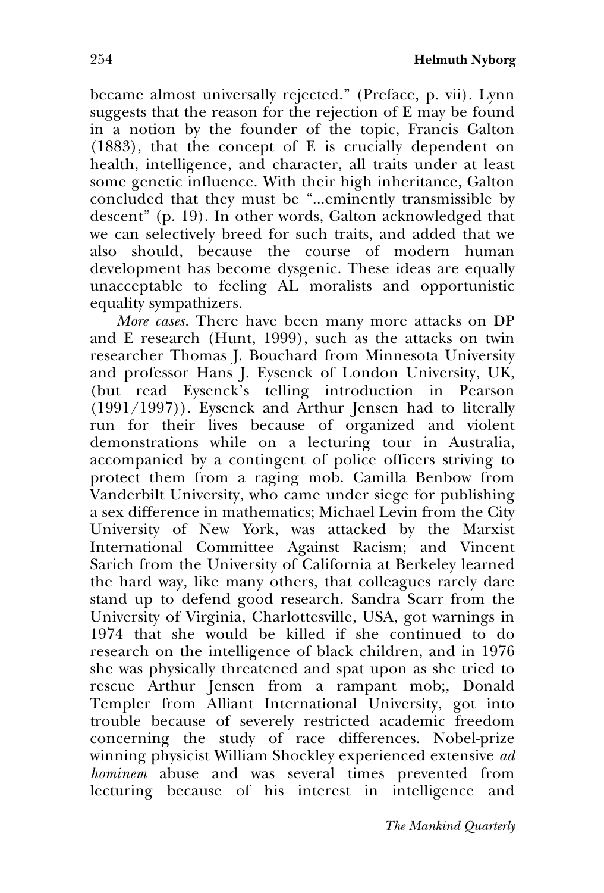became almost universally rejected." (Preface, p. vii). Lynn suggests that the reason for the rejection of E may be found in a notion by the founder of the topic, Francis Galton (1883), that the concept of E is crucially dependent on health, intelligence, and character, all traits under at least some genetic influence. With their high inheritance, Galton concluded that they must be "...eminently transmissible by descent" (p. 19). In other words, Galton acknowledged that we can selectively breed for such traits, and added that we also should, because the course of modern human development has become dysgenic. These ideas are equally unacceptable to feeling AL moralists and opportunistic equality sympathizers.

*More cases.* There have been many more attacks on DP and E research (Hunt, 1999), such as the attacks on twin researcher Thomas J. Bouchard from Minnesota University and professor Hans J. Eysenck of London University, UK, (but read Eysenck's telling introduction in Pearson (1991/1997)). Eysenck and Arthur Jensen had to literally run for their lives because of organized and violent demonstrations while on a lecturing tour in Australia, accompanied by a contingent of police officers striving to protect them from a raging mob. Camilla Benbow from Vanderbilt University, who came under siege for publishing a sex difference in mathematics; Michael Levin from the City University of New York, was attacked by the Marxist International Committee Against Racism; and Vincent Sarich from the University of California at Berkeley learned the hard way, like many others, that colleagues rarely dare stand up to defend good research. Sandra Scarr from the University of Virginia, Charlottesville, USA, got warnings in 1974 that she would be killed if she continued to do research on the intelligence of black children, and in 1976 she was physically threatened and spat upon as she tried to rescue Arthur Jensen from a rampant mob;, Donald Templer from Alliant International University, got into trouble because of severely restricted academic freedom concerning the study of race differences. Nobel-prize winning physicist William Shockley experienced extensive *ad hominem* abuse and was several times prevented from lecturing because of his interest in intelligence and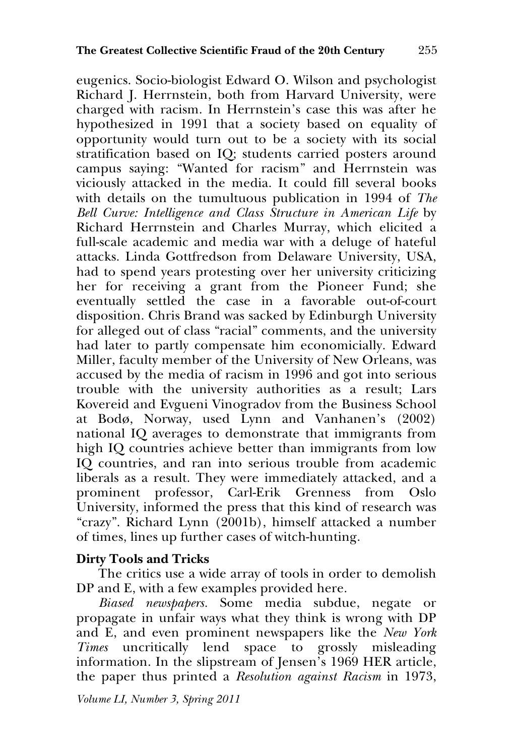eugenics. Socio-biologist Edward O. Wilson and psychologist Richard J. Herrnstein, both from Harvard University, were charged with racism. In Herrnstein's case this was after he hypothesized in 1991 that a society based on equality of opportunity would turn out to be a society with its social stratification based on IQ; students carried posters around campus saying: "Wanted for racism" and Herrnstein was viciously attacked in the media. It could fill several books with details on the tumultuous publication in 1994 of *The Bell Curve: Intelligence and Class Structure in American Life* by Richard Herrnstein and Charles Murray, which elicited a full-scale academic and media war with a deluge of hateful attacks. Linda Gottfredson from Delaware University, USA, had to spend years protesting over her university criticizing her for receiving a grant from the Pioneer Fund; she eventually settled the case in a favorable out-of-court disposition. Chris Brand was sacked by Edinburgh University for alleged out of class "racial" comments, and the university had later to partly compensate him economicially. Edward Miller, faculty member of the University of New Orleans, was accused by the media of racism in 1996 and got into serious trouble with the university authorities as a result; Lars Kovereid and Evgueni Vinogradov from the Business School at Bodø, Norway, used Lynn and Vanhanen's (2002) national IQ averages to demonstrate that immigrants from high IQ countries achieve better than immigrants from low IQ countries, and ran into serious trouble from academic liberals as a result. They were immediately attacked, and a prominent professor, Carl-Erik Grenness from Oslo University, informed the press that this kind of research was "crazy". Richard Lynn (2001b), himself attacked a number of times, lines up further cases of witch-hunting.

**Dirty Tools and Tricks**

The critics use a wide array of tools in order to demolish DP and E, with a few examples provided here.

*Biased newspapers.* Some media subdue, negate or propagate in unfair ways what they think is wrong with DP and E, and even prominent newspapers like the *New York Times* uncritically lend space to grossly misleading information. In the slipstream of Jensen's 1969 HER article, the paper thus printed a *Resolution against Racism* in 1973,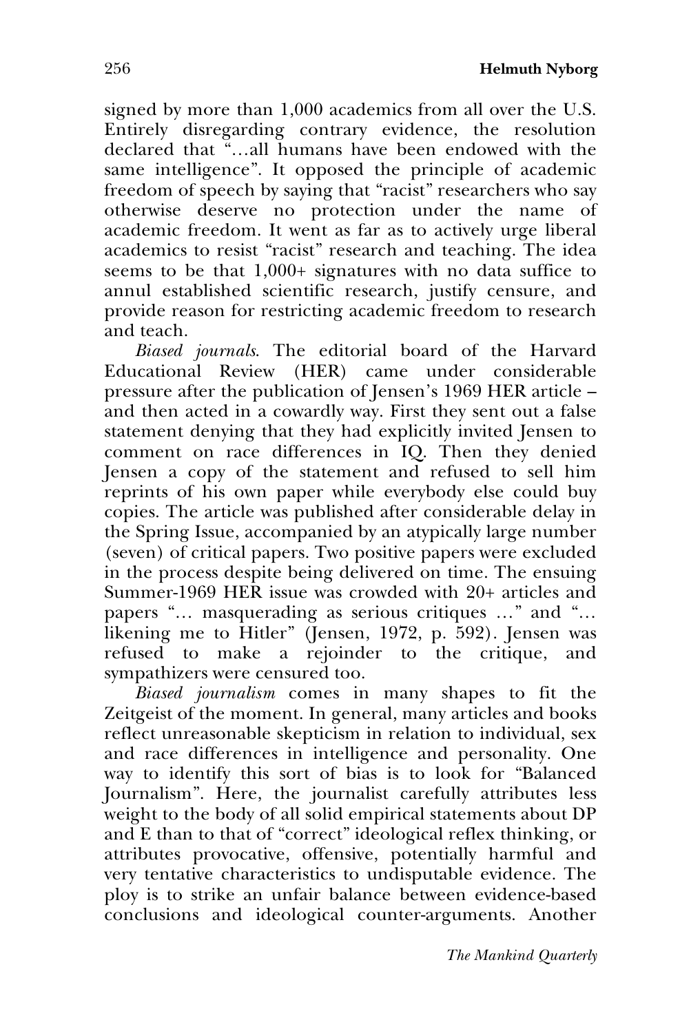signed by more than 1,000 academics from all over the U.S. Entirely disregarding contrary evidence, the resolution declared that "…all humans have been endowed with the same intelligence". It opposed the principle of academic freedom of speech by saying that "racist" researchers who say otherwise deserve no protection under the name of academic freedom. It went as far as to actively urge liberal academics to resist "racist" research and teaching. The idea seems to be that 1,000+ signatures with no data suffice to annul established scientific research, justify censure, and provide reason for restricting academic freedom to research and teach.

*Biased journals*. The editorial board of the Harvard Educational Review (HER) came under considerable pressure after the publication of Jensen's 1969 HER article – and then acted in a cowardly way. First they sent out a false statement denying that they had explicitly invited Jensen to comment on race differences in IQ. Then they denied Jensen a copy of the statement and refused to sell him reprints of his own paper while everybody else could buy copies. The article was published after considerable delay in the Spring Issue, accompanied by an atypically large number (seven) of critical papers. Two positive papers were excluded in the process despite being delivered on time. The ensuing Summer-1969 HER issue was crowded with 20+ articles and papers "… masquerading as serious critiques …" and "… likening me to Hitler" (Jensen, 1972, p. 592). Jensen was refused to make a rejoinder to the critique, and sympathizers were censured too.

*Biased journalism* comes in many shapes to fit the Zeitgeist of the moment. In general, many articles and books reflect unreasonable skepticism in relation to individual, sex and race differences in intelligence and personality. One way to identify this sort of bias is to look for "Balanced Journalism". Here, the journalist carefully attributes less weight to the body of all solid empirical statements about DP and E than to that of "correct" ideological reflex thinking, or attributes provocative, offensive, potentially harmful and very tentative characteristics to undisputable evidence. The ploy is to strike an unfair balance between evidence-based conclusions and ideological counter-arguments. Another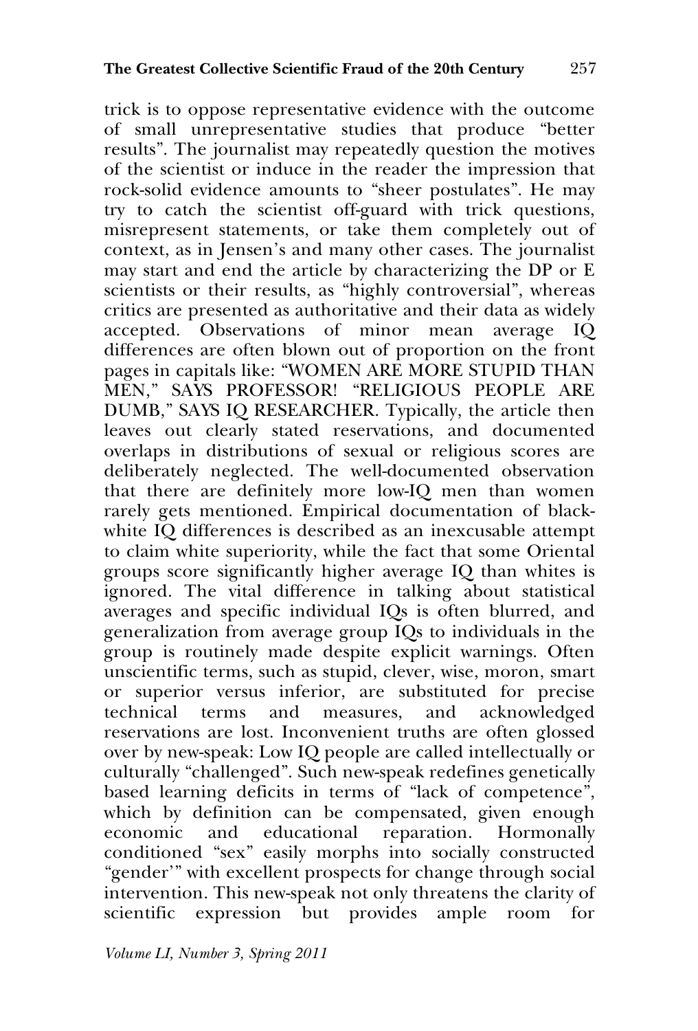trick is to oppose representative evidence with the outcome of small unrepresentative studies that produce "better results". The journalist may repeatedly question the motives of the scientist or induce in the reader the impression that rock-solid evidence amounts to "sheer postulates". He may try to catch the scientist off-guard with trick questions, misrepresent statements, or take them completely out of context, as in Jensen's and many other cases. The journalist may start and end the article by characterizing the DP or E scientists or their results, as "highly controversial", whereas critics are presented as authoritative and their data as widely accepted. Observations of minor mean average IQ differences are often blown out of proportion on the front pages in capitals like: "WOMEN ARE MORE STUPID THAN MEN," SAYS PROFESSOR! "RELIGIOUS PEOPLE ARE DUMB," SAYS IQ RESEARCHER. Typically, the article then leaves out clearly stated reservations, and documented overlaps in distributions of sexual or religious scores are deliberately neglected. The well-documented observation that there are definitely more low-IQ men than women rarely gets mentioned. Empirical documentation of black-white IQ differences is described as an inexcusable attempt to claim white superiority, while the fact that some Oriental groups score significantly higher average IQ than whites is ignored. The vital difference in talking about statistical averages and specific individual IQs is often blurred, and generalization from average group IQs to individuals in the group is routinely made despite explicit warnings. Often unscientific terms, such as stupid, clever, wise, moron, smart or superior versus inferior, are substituted for precise technical terms and measures, and acknowledged reservations are lost. Inconvenient truths are often glossed over by new-speak: Low IQ people are called intellectually or culturally "challenged". Such new-speak redefines genetically based learning deficits in terms of "lack of competence", which by definition can be compensated, given enough economic and educational reparation. Hormonally conditioned "sex" easily morphs into socially constructed "gender'" with excellent prospects for change through social intervention. This new-speak not only threatens the clarity of scientific expression but provides ample room for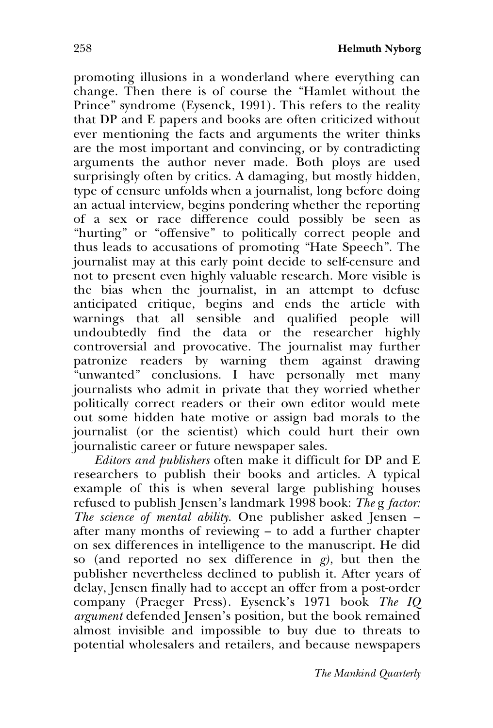promoting illusions in a wonderland where everything can change. Then there is of course the "Hamlet without the Prince" syndrome (Eysenck, 1991). This refers to the reality that DP and E papers and books are often criticized without ever mentioning the facts and arguments the writer thinks are the most important and convincing, or by contradicting arguments the author never made. Both ploys are used surprisingly often by critics. A damaging, but mostly hidden, type of censure unfolds when a journalist, long before doing an actual interview, begins pondering whether the reporting of a sex or race difference could possibly be seen as "hurting" or "offensive" to politically correct people and thus leads to accusations of promoting "Hate Speech". The journalist may at this early point decide to self-censure and not to present even highly valuable research. More visible is the bias when the journalist, in an attempt to defuse anticipated critique, begins and ends the article with warnings that all sensible and qualified people will undoubtedly find the data or the researcher highly controversial and provocative. The journalist may further patronize readers by warning them against drawing "unwanted" conclusions. I have personally met many journalists who admit in private that they worried whether politically correct readers or their own editor would mete out some hidden hate motive or assign bad morals to the journalist (or the scientist) which could hurt their own journalistic career or future newspaper sales.

*Editors and publishers* often make it difficult for DP and E researchers to publish their books and articles. A typical example of this is when several large publishing houses refused to publish Jensen's landmark 1998 book: *The* g *factor: The science of mental ability*. One publisher asked Jensen – after many months of reviewing – to add a further chapter on sex differences in intelligence to the manuscript. He did so (and reported no sex difference in *g*), but then the publisher nevertheless declined to publish it. After years of delay, Jensen finally had to accept an offer from a post-order company (Praeger Press). Eysenck's 1971 book *The IQ argument* defended Jensen's position, but the book remained almost invisible and impossible to buy due to threats to potential wholesalers and retailers, and because newspapers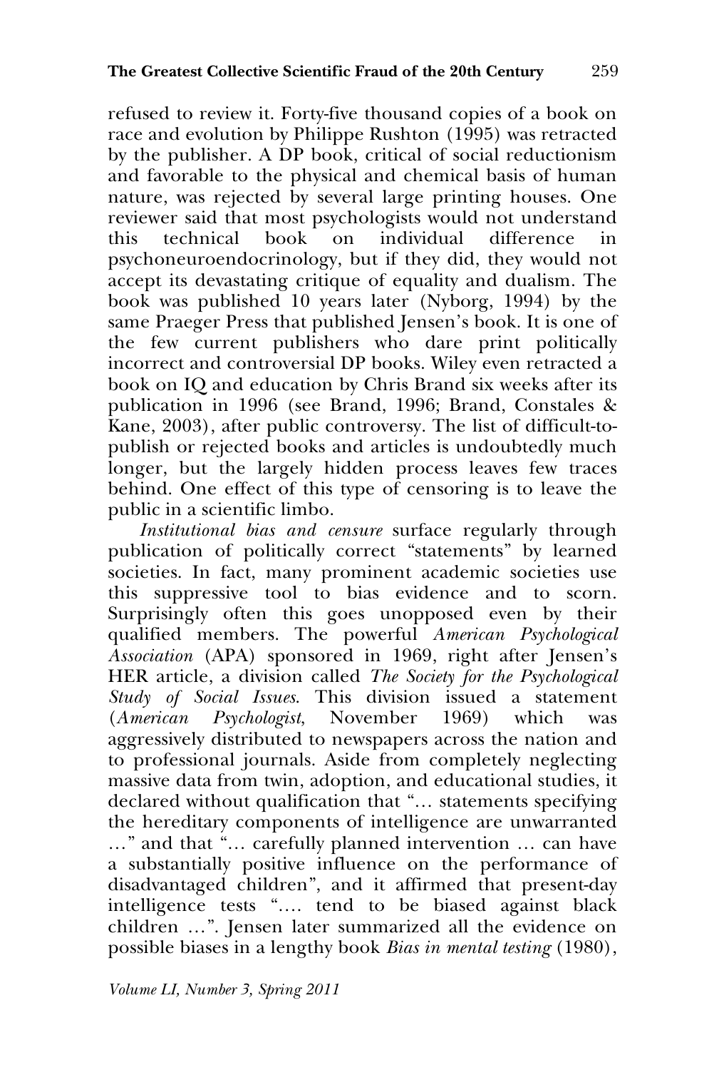refused to review it. Forty-five thousand copies of a book on race and evolution by Philippe Rushton (1995) was retracted by the publisher. A DP book, critical of social reductionism and favorable to the physical and chemical basis of human nature, was rejected by several large printing houses. One reviewer said that most psychologists would not understand this technical book on individual difference in psychoneuroendocrinology, but if they did, they would not accept its devastating critique of equality and dualism. The book was published 10 years later (Nyborg, 1994) by the same Praeger Press that published Jensen's book. It is one of the few current publishers who dare print politically incorrect and controversial DP books. Wiley even retracted a book on IQ and education by Chris Brand six weeks after its publication in 1996 (see Brand, 1996; Brand, Constales & Kane, 2003), after public controversy. The list of difficult-to-publish or rejected books and articles is undoubtedly much longer, but the largely hidden process leaves few traces behind. One effect of this type of censoring is to leave the public in a scientific limbo.

*Institutional bias and censure* surface regularly through publication of politically correct "statements" by learned societies. In fact, many prominent academic societies use this suppressive tool to bias evidence and to scorn. Surprisingly often this goes unopposed even by their qualified members. The powerful *American Psychological Association* (APA) sponsored in 1969, right after Jensen's HER article, a division called *The Society for the Psychological Study of Social Issues*. This division issued a statement (*American Psychologist*, November 1969) which was aggressively distributed to newspapers across the nation and to professional journals. Aside from completely neglecting massive data from twin, adoption, and educational studies, it declared without qualification that "… statements specifying the hereditary components of intelligence are unwarranted …" and that "… carefully planned intervention … can have a substantially positive influence on the performance of disadvantaged children", and it affirmed that present-day intelligence tests "…. tend to be biased against black children …". Jensen later summarized all the evidence on possible biases in a lengthy book *Bias in mental testing* (1980),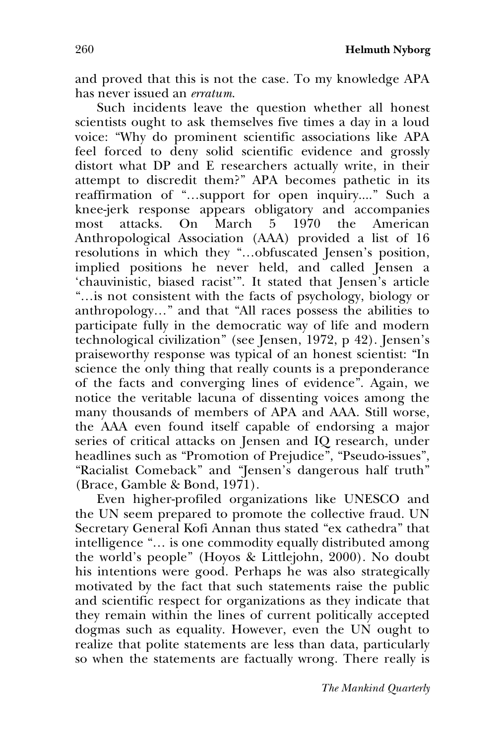and proved that this is not the case. To my knowledge APA has never issued an *erratum.*

Such incidents leave the question whether all honest scientists ought to ask themselves five times a day in a loud voice: "Why do prominent scientific associations like APA feel forced to deny solid scientific evidence and grossly distort what DP and E researchers actually write, in their attempt to discredit them?" APA becomes pathetic in its reaffirmation of "…support for open inquiry...." Such a knee-jerk response appears obligatory and accompanies most attacks. On March 5 1970 the American Anthropological Association (AAA) provided a list of 16 resolutions in which they "…obfuscated Jensen's position, implied positions he never held, and called Jensen a 'chauvinistic, biased racist'". It stated that Jensen's article "…is not consistent with the facts of psychology, biology or anthropology…" and that "All races possess the abilities to participate fully in the democratic way of life and modern technological civilization" (see Jensen, 1972, p 42). Jensen's praiseworthy response was typical of an honest scientist: "In science the only thing that really counts is a preponderance of the facts and converging lines of evidence". Again, we notice the veritable lacuna of dissenting voices among the many thousands of members of APA and AAA. Still worse, the AAA even found itself capable of endorsing a major series of critical attacks on Jensen and IQ research, under headlines such as "Promotion of Prejudice", "Pseudo-issues", "Racialist Comeback" and "Jensen's dangerous half truth" (Brace, Gamble & Bond, 1971).

Even higher-profiled organizations like UNESCO and the UN seem prepared to promote the collective fraud. UN Secretary General Kofi Annan thus stated "ex cathedra" that intelligence "… is one commodity equally distributed among the world's people" (Hoyos & Littlejohn, 2000). No doubt his intentions were good. Perhaps he was also strategically motivated by the fact that such statements raise the public and scientific respect for organizations as they indicate that they remain within the lines of current politically accepted dogmas such as equality. However, even the UN ought to realize that polite statements are less than data, particularly so when the statements are factually wrong. There really is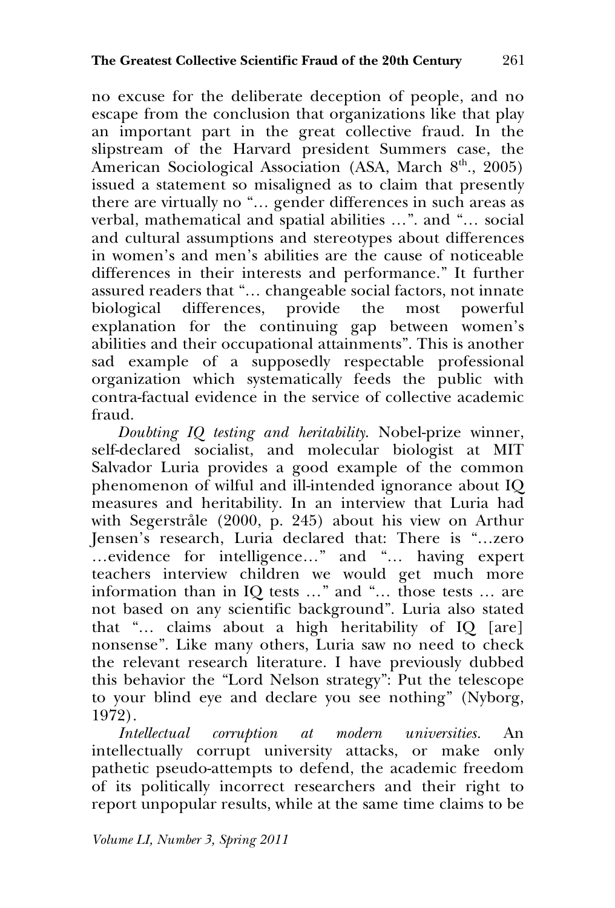no excuse for the deliberate deception of people, and no escape from the conclusion that organizations like that play an important part in the great collective fraud. In the slipstream of the Harvard president Summers case, the American Sociological Association (ASA, March 8th., 2005) issued a statement so misaligned as to claim that presently there are virtually no "… gender differences in such areas as verbal, mathematical and spatial abilities …". and "… social and cultural assumptions and stereotypes about differences in women's and men's abilities are the cause of noticeable differences in their interests and performance." It further assured readers that "… changeable social factors, not innate biological differences, provide the most powerful explanation for the continuing gap between women's abilities and their occupational attainments". This is another sad example of a supposedly respectable professional organization which systematically feeds the public with contra-factual evidence in the service of collective academic fraud.

*Doubting IQ testing and heritability*. Nobel-prize winner, self-declared socialist, and molecular biologist at MIT Salvador Luria provides a good example of the common phenomenon of wilful and ill-intended ignorance about IQ measures and heritability. In an interview that Luria had with Segerstråle (2000, p. 245) about his view on Arthur Jensen's research, Luria declared that: There is "…zero …evidence for intelligence…" and "… having expert teachers interview children we would get much more information than in IQ tests …" and "… those tests … are not based on any scientific background". Luria also stated that "… claims about a high heritability of IQ [are] nonsense". Like many others, Luria saw no need to check the relevant research literature. I have previously dubbed this behavior the "Lord Nelson strategy": Put the telescope to your blind eye and declare you see nothing" (Nyborg, 1972).

*Intellectual corruption at modern universities*. An intellectually corrupt university attacks, or make only pathetic pseudo-attempts to defend, the academic freedom of its politically incorrect researchers and their right to report unpopular results, while at the same time claims to be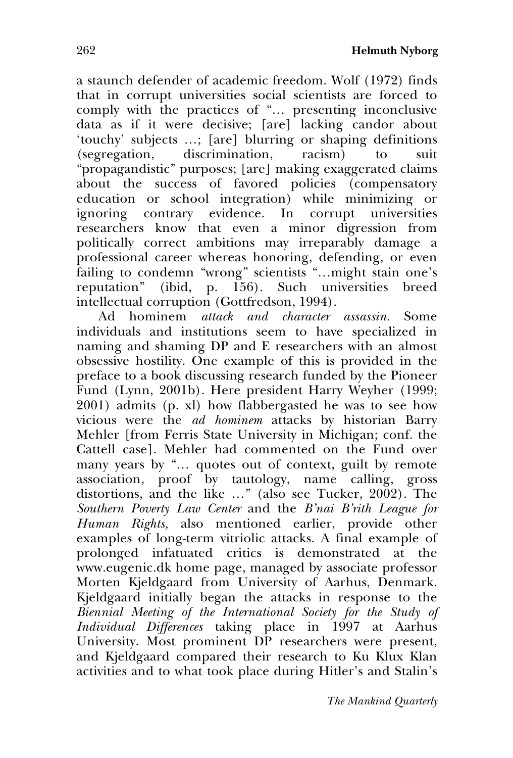a staunch defender of academic freedom. Wolf (1972) finds that in corrupt universities social scientists are forced to comply with the practices of "… presenting inconclusive data as if it were decisive; [are] lacking candor about 'touchy' subjects …; [are] blurring or shaping definitions (segregation, discrimination, racism) to suit "propagandistic" purposes; [are] making exaggerated claims about the success of favored policies (compensatory education or school integration) while minimizing or ignoring contrary evidence. In corrupt universities researchers know that even a minor digression from politically correct ambitions may irreparably damage a professional career whereas honoring, defending, or even failing to condemn "wrong" scientists "…might stain one's reputation" (ibid, p. 156). Such universities breed intellectual corruption (Gottfredson, 1994).

Ad hominem *attack and character assassin.* Some individuals and institutions seem to have specialized in naming and shaming DP and E researchers with an almost obsessive hostility. One example of this is provided in the preface to a book discussing research funded by the Pioneer Fund (Lynn, 2001b). Here president Harry Weyher (1999; 2001) admits (p. xl) how flabbergasted he was to see how vicious were the *ad hominem* attacks by historian Barry Mehler [from Ferris State University in Michigan; conf. the Cattell case]. Mehler had commented on the Fund over many years by "… quotes out of context, guilt by remote association, proof by tautology, name calling, gross distortions, and the like …" (also see Tucker, 2002). The *Southern Poverty Law Center* and the *B'nai B'rith League for Human Rights,* also mentioned earlier, provide other examples of long-term vitriolic attacks. A final example of prolonged infatuated critics is demonstrated at the www.eugenic.dk home page, managed by associate professor Morten Kjeldgaard from University of Aarhus, Denmark. Kjeldgaard initially began the attacks in response to the *Biennial Meeting of the International Society for the Study of Individual Differences* taking place in 1997 at Aarhus University. Most prominent DP researchers were present, and Kjeldgaard compared their research to Ku Klux Klan activities and to what took place during Hitler's and Stalin's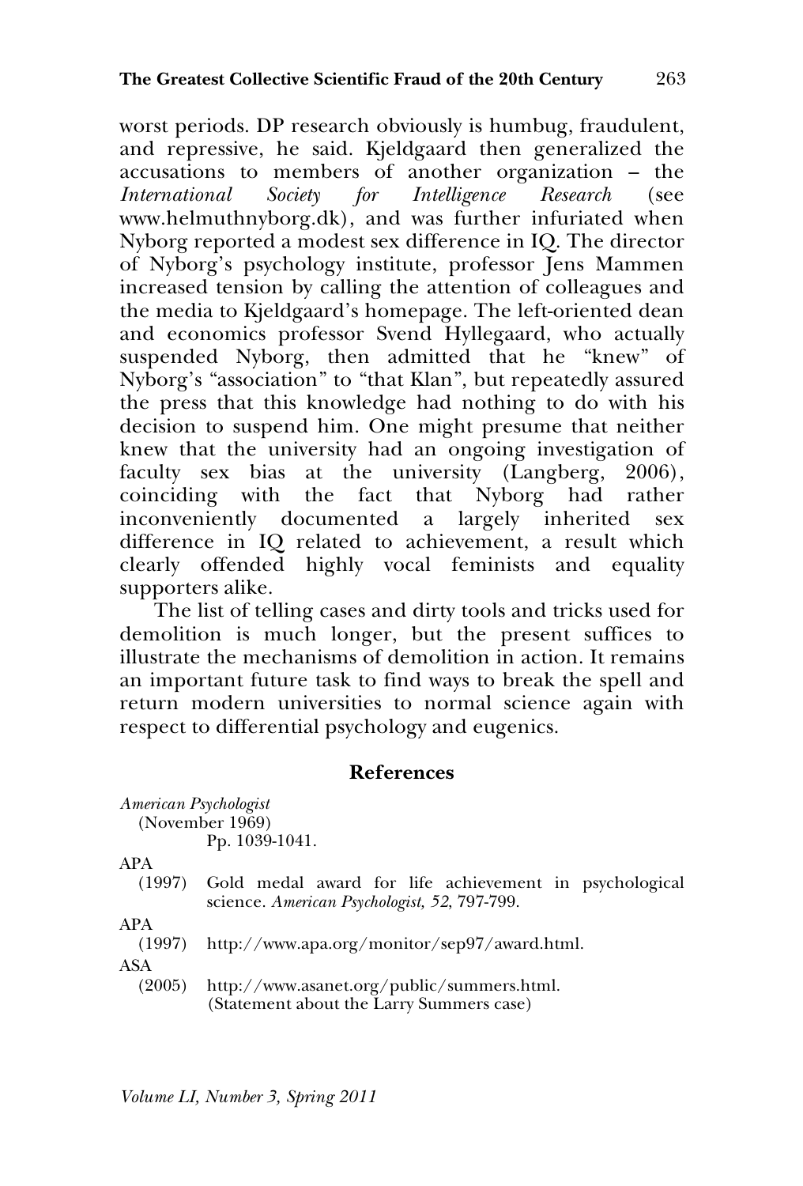worst periods. DP research obviously is humbug, fraudulent, and repressive, he said. Kjeldgaard then generalized the accusations to members of another organization – the *International Society for Intelligence Research* (see www.helmuthnyborg.dk), and was further infuriated when Nyborg reported a modest sex difference in IQ. The director of Nyborg's psychology institute, professor Jens Mammen increased tension by calling the attention of colleagues and the media to Kjeldgaard's homepage. The left-oriented dean and economics professor Svend Hyllegaard, who actually suspended Nyborg, then admitted that he "knew" of Nyborg's "association" to "that Klan", but repeatedly assured the press that this knowledge had nothing to do with his decision to suspend him. One might presume that neither knew that the university had an ongoing investigation of faculty sex bias at the university (Langberg, 2006), coinciding with the fact that Nyborg had rather inconveniently documented a largely inherited sex difference in IQ related to achievement, a result which clearly offended highly vocal feminists and equality supporters alike.

The list of telling cases and dirty tools and tricks used for demolition is much longer, but the present suffices to illustrate the mechanisms of demolition in action. It remains an important future task to find ways to break the spell and return modern universities to normal science again with respect to differential psychology and eugenics.

## References

*American Psychologist*
(November 1969)
Pp. 1039-1041.

APA
(1997) Gold medal award for life achievement in psychological science. *American Psychologist, 52,* 797-799.

APA
(1997) http://www.apa.org/monitor/sep97/award.html.

ASA
(2005) http://www.asanet.org/public/summers.html. (Statement about the Larry Summers case)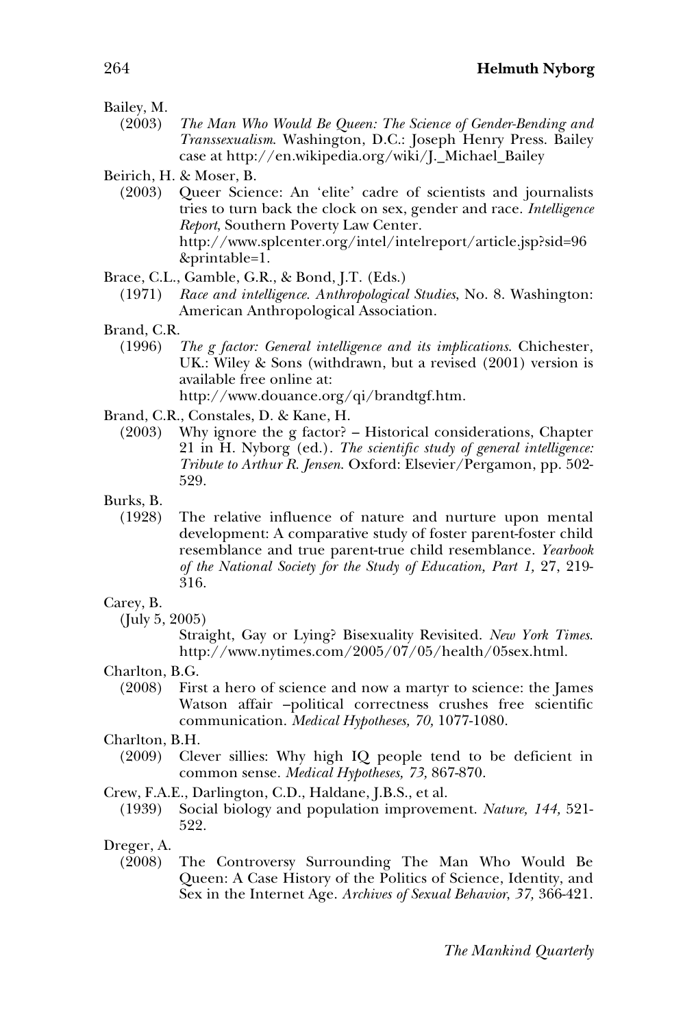Bailey, M.
(2003) *The Man Who Would Be Queen: The Science of Gender-Bending and Transsexualism.* Washington, D.C.: Joseph Henry Press. Bailey case at http://en.wikipedia.org/wiki/J._Michael_Bailey

Beirich, H. & Moser, B.
(2003) Queer Science: An 'elite' cadre of scientists and journalists tries to turn back the clock on sex, gender and race. *Intelligence Report*, Southern Poverty Law Center. http://www.splcenter.org/intel/intelreport/article.jsp?sid=96&printable=1.

Brace, C.L., Gamble, G.R., & Bond, J.T. (Eds.)
(1971) *Race and intelligence. Anthropological Studies*, No. 8. Washington: American Anthropological Association.

Brand, C.R.
(1996) *The g factor: General intelligence and its implications*. Chichester, UK.: Wiley & Sons (withdrawn, but a revised (2001) version is available free online at: http://www.douance.org/qi/brandtgf.htm.

Brand, C.R., Constales, D. & Kane, H.
(2003) Why ignore the g factor? – Historical considerations, Chapter 21 in H. Nyborg (ed.). *The scientific study of general intelligence: Tribute to Arthur R. Jensen.* Oxford: Elsevier/Pergamon, pp. 502-529.

Burks, B.
(1928) The relative influence of nature and nurture upon mental development: A comparative study of foster parent-foster child resemblance and true parent-true child resemblance. *Yearbook of the National Society for the Study of Education, Part 1,* 27, 219-316.

Carey, B.
(July 5, 2005)
Straight, Gay or Lying? Bisexuality Revisited. *New York Times.* http://www.nytimes.com/2005/07/05/health/05sex.html.

Charlton, B.G.
(2008) First a hero of science and now a martyr to science: the James Watson affair –political correctness crushes free scientific communication. *Medical Hypotheses, 70,* 1077-1080.

Charlton, B.H.
(2009) Clever sillies: Why high IQ people tend to be deficient in common sense. *Medical Hypotheses, 73,* 867-870.

Crew, F.A.E., Darlington, C.D., Haldane, J.B.S., et al.
(1939) Social biology and population improvement. *Nature, 144,* 521-522.

Dreger, A.
(2008) The Controversy Surrounding The Man Who Would Be Queen: A Case History of the Politics of Science, Identity, and Sex in the Internet Age. *Archives of Sexual Behavior, 37,* 366-421.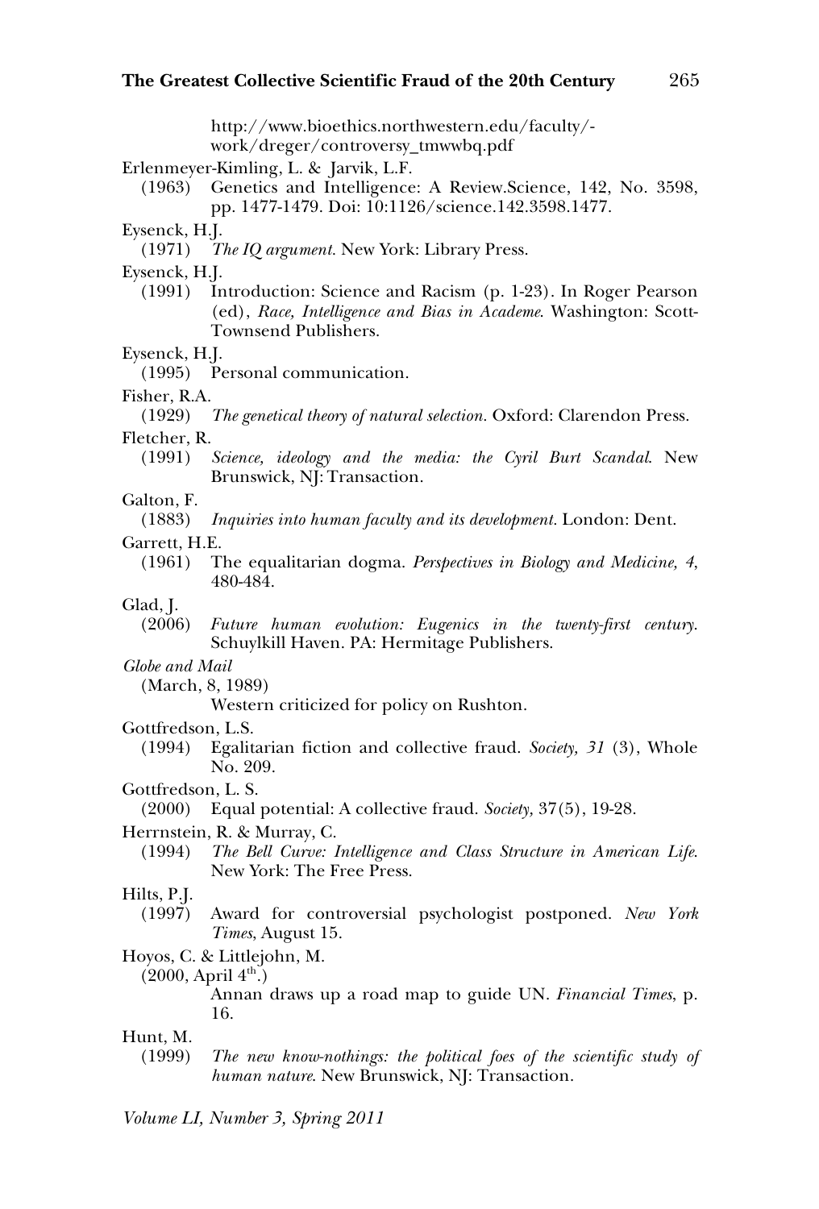http://www.bioethics.northwestern.edu/faculty/-work/dreger/controversy_tmwwbq.pdf

Erlenmeyer-Kimling, L. & Jarvik, L.F.
(1963) Genetics and Intelligence: A Review.Science, 142, No. 3598, pp. 1477-1479. Doi: 10:1126/science.142.3598.1477.

Eysenck, H.J.
(1971) *The IQ argument*. New York: Library Press.

Eysenck, H.J.
(1991) Introduction: Science and Racism (p. 1-23). In Roger Pearson (ed), *Race, Intelligence and Bias in Academe*. Washington: Scott-Townsend Publishers.

Eysenck, H.J.
(1995) Personal communication.

Fisher, R.A.
(1929) *The genetical theory of natural selection*. Oxford: Clarendon Press.

Fletcher, R.
(1991) *Science, ideology and the media: the Cyril Burt Scandal*. New Brunswick, NJ: Transaction.

Galton, F.
(1883) *Inquiries into human faculty and its development*. London: Dent.

Garrett, H.E.
(1961) The equalitarian dogma. *Perspectives in Biology and Medicine, 4*, 480-484.

Glad, J.
(2006) *Future human evolution: Eugenics in the twenty-first century.* Schuylkill Haven. PA: Hermitage Publishers.

*Globe and Mail*
(March, 8, 1989)
Western criticized for policy on Rushton.

Gottfredson, L.S.
(1994) Egalitarian fiction and collective fraud. *Society, 31* (3), Whole No. 209.

Gottfredson, L. S.
(2000) Equal potential: A collective fraud. *Society,* 37(5), 19-28.

Herrnstein, R. & Murray, C.
(1994) *The Bell Curve: Intelligence and Class Structure in American Life.* New York: The Free Press.

Hilts, P.J.
(1997) Award for controversial psychologist postponed. *New York Times*, August 15.

Hoyos, C. & Littlejohn, M.
(2000, April 4th.)
Annan draws up a road map to guide UN. *Financial Times*, p. 16.

Hunt, M.
(1999) *The new know-nothings: the political foes of the scientific study of human nature.* New Brunswick, NJ: Transaction.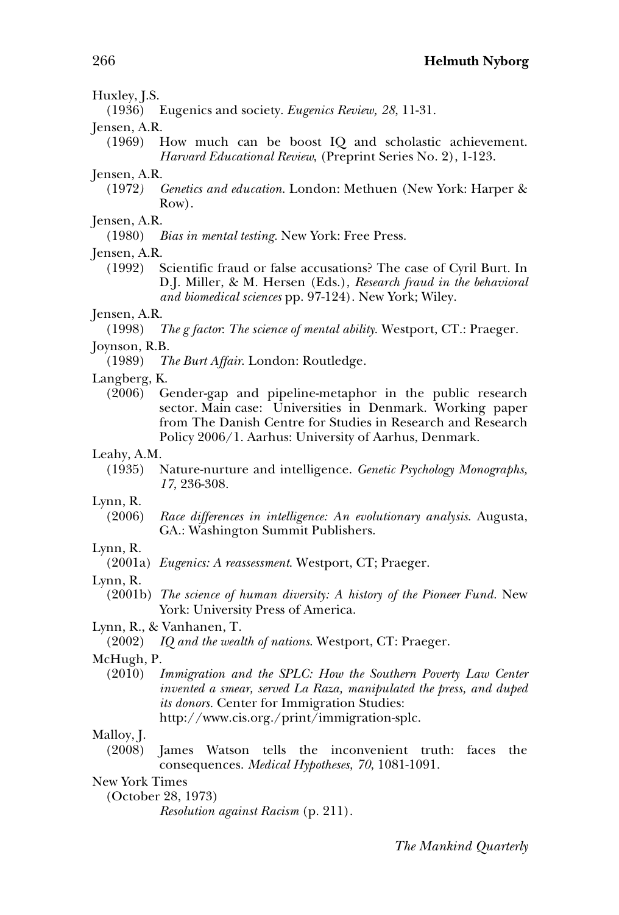Huxley, J.S.
(1936) Eugenics and society. *Eugenics Review, 28*, 11-31.

Jensen, A.R.
(1969) How much can be boost IQ and scholastic achievement. *Harvard Educational Review*, (Preprint Series No. 2), 1-123.

Jensen, A.R.
(1972) *Genetics and education*. London: Methuen (New York: Harper & Row).

Jensen, A.R.
(1980) *Bias in mental testing*. New York: Free Press.

Jensen, A.R.
(1992) Scientific fraud or false accusations? The case of Cyril Burt. In D.J. Miller, & M. Hersen (Eds.), *Research fraud in the behavioral and biomedical sciences* pp. 97-124). New York; Wiley.

Jensen, A.R.
(1998) *The g factor: The science of mental ability*. Westport, CT.: Praeger.

Joynson, R.B.
(1989) *The Burt Affair*. London: Routledge.

Langberg, K.
(2006) Gender-gap and pipeline-metaphor in the public research sector. Main case: Universities in Denmark. Working paper from The Danish Centre for Studies in Research and Research Policy 2006/1. Aarhus: University of Aarhus, Denmark.

Leahy, A.M.
(1935) Nature-nurture and intelligence. *Genetic Psychology Monographs, 17*, 236-308.

Lynn, R.
(2006) *Race differences in intelligence: An evolutionary analysis*. Augusta, GA.: Washington Summit Publishers.

Lynn, R.
(2001a) *Eugenics: A reassessment*. Westport, CT; Praeger.

Lynn, R.
(2001b) *The science of human diversity: A history of the Pioneer Fund*. New York: University Press of America.

Lynn, R., & Vanhanen, T.
(2002) *IQ and the wealth of nations*. Westport, CT: Praeger.

McHugh, P.
(2010) *Immigration and the SPLC: How the Southern Poverty Law Center invented a smear, served La Raza, manipulated the press, and duped its donors*. Center for Immigration Studies: http://www.cis.org./print/immigration-splc.

Malloy, J.
(2008) James Watson tells the inconvenient truth: faces the consequences. *Medical Hypotheses, 70*, 1081-1091.

New York Times
(October 28, 1973)
*Resolution against Racism* (p. 211).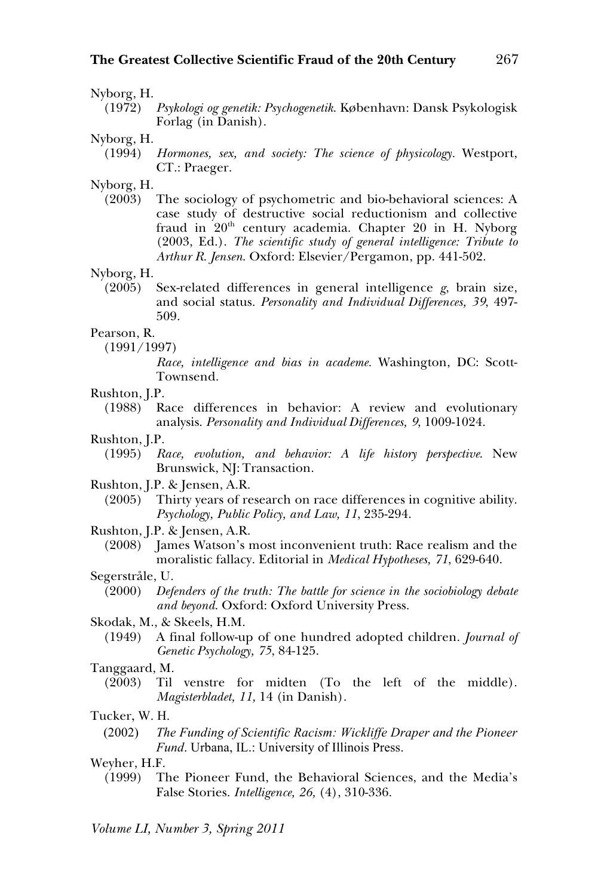Nybog, H.

(1972) *Psykologi og genetik: Psychogenetik*. København: Dansk Psykologisk Forlag (in Danish).

Nyborg, H.

(1994) *Hormones, sex, and society: The science of physicology*. Westport, CT.: Praeger.

Nyborg, H.

(2003) The sociology of psychometric and bio-behavioral sciences: A case study of destructive social reductionism and collective fraud in 20th century academia. Chapter 20 in H. Nyborg (2003, Ed.). *The scientific study of general intelligence: Tribute to Arthur R. Jensen*. Oxford: Elsevier/Pergamon, pp. 441-502.

Nyborg, H.

(2005) Sex-related differences in general intelligence *g*, brain size, and social status. *Personality and Individual Differences, 39*, 497-509.

Pearson, R.

(1991/1997) *Race, intelligence and bias in academe*. Washington, DC: Scott-Townsend.

Rushton, J.P.

(1988) Race differences in behavior: A review and evolutionary analysis. *Personality and Individual Differences, 9*, 1009-1024.

Rushton, J.P.

(1995) *Race, evolution, and behavior: A life history perspective*. New Brunswick, NJ: Transaction.

Rushton, J.P. & Jensen, A.R.

(2005) Thirty years of research on race differences in cognitive ability. *Psychology, Public Policy, and Law, 11*, 235-294.

Rushton, J.P. & Jensen, A.R.

(2008) James Watson's most inconvenient truth: Race realism and the moralistic fallacy. Editorial in *Medical Hypotheses, 71*, 629-640.

Segerstråle, U.

(2000) *Defenders of the truth: The battle for science in the sociobiology debate and beyond*. Oxford: Oxford University Press.

Skodak, M., & Skeels, H.M.

(1949) A final follow-up of one hundred adopted children. *Journal of Genetic Psychology, 75*, 84-125.

Tanggaard, M.

(2003) Til venstre for midten (To the left of the middle). *Magisterbladet, 11,* 14 (in Danish).

Tucker, W. H.

(2002) *The Funding of Scientific Racism: Wickliffe Draper and the Pioneer Fund*. Urbana, IL.: University of Illinois Press.

Weyher, H.F.

(1999) The Pioneer Fund, the Behavioral Sciences, and the Media's False Stories. *Intelligence, 26,* (4), 310-336.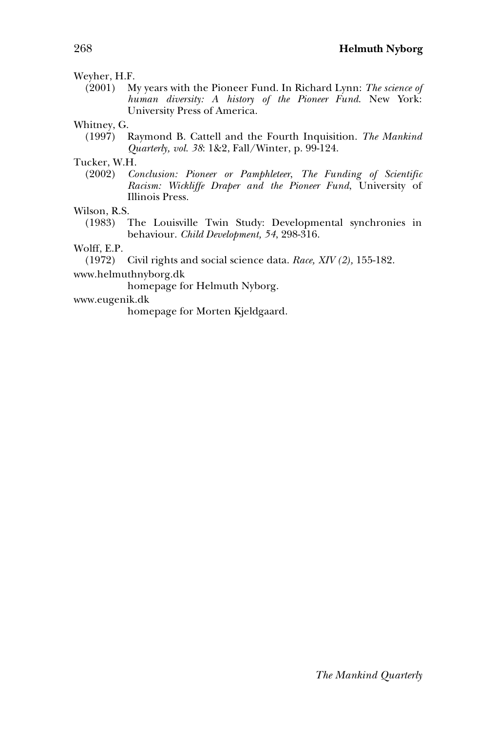Weyher, H.F.
(2001) My years with the Pioneer Fund. In Richard Lynn: *The science of human diversity: A history of the Pioneer Fund.* New York: University Press of America.

Whitney, G.
(1997) Raymond B. Cattell and the Fourth Inquisition. *The Mankind Quarterly, vol. 38*: 1&2, Fall/Winter, p. 99-124.

Tucker, W.H.
(2002) *Conclusion: Pioneer or Pamphleteer, The Funding of Scientific Racism: Wickliffe Draper and the Pioneer Fund*, University of Illinois Press.

Wilson, R.S.
(1983) The Louisville Twin Study: Developmental synchronies in behaviour. *Child Development, 54*, 298-316.

Wolff, E.P.
(1972) Civil rights and social science data. *Race, XIV (2),* 155-182.

www.helmuthnyborg.dk
homepage for Helmuth Nyborg.

www.eugenik.dk
homepage for Morten Kjeldgaard.